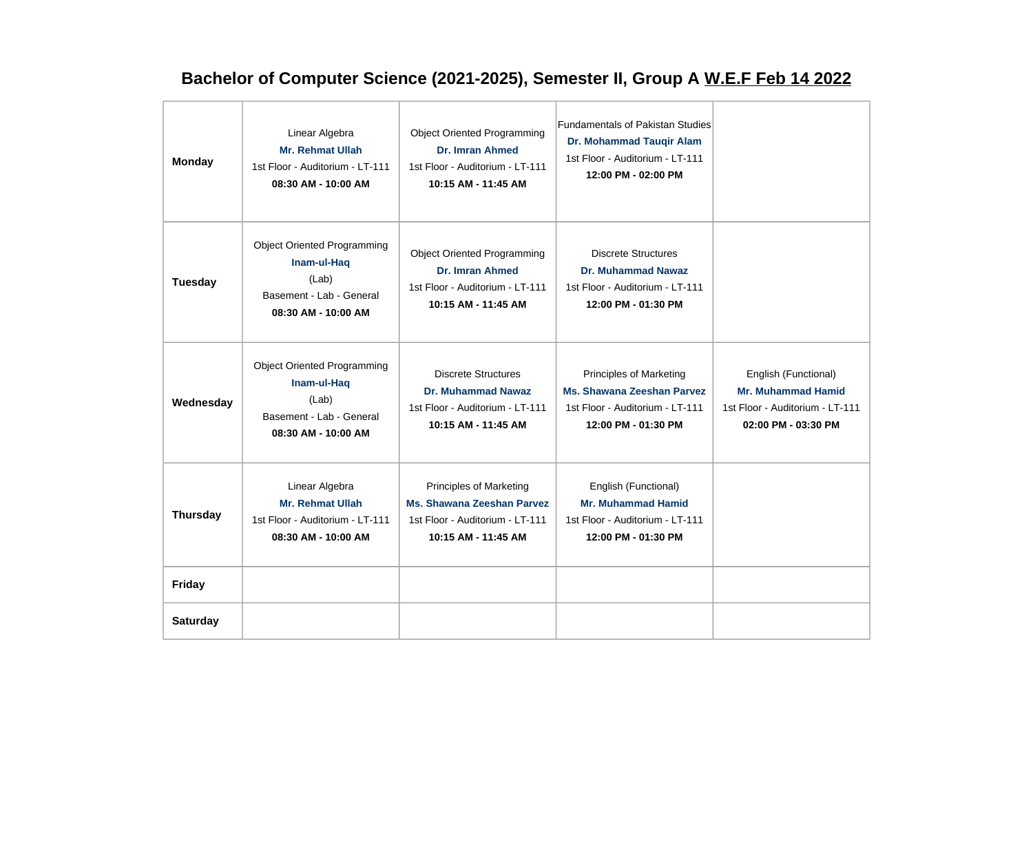# Bachelor of Computer Science (2021-2025), Semester II, Group A W.E.F Feb 14 2022

| | | | | |
|---|---|---|---|---|
| **Monday** | Linear Algebra<br>**Mr. Rehmat Ullah**<br>1st Floor - Auditorium - LT-111<br>**08:30 AM - 10:00 AM** | Object Oriented Programming<br>**Dr. Imran Ahmed**<br>1st Floor - Auditorium - LT-111<br>**10:15 AM - 11:45 AM** | Fundamentals of Pakistan Studies<br>**Dr. Mohammad Tauqir Alam**<br>1st Floor - Auditorium - LT-111<br>**12:00 PM - 02:00 PM** | |
| **Tuesday** | Object Oriented Programming<br>**Inam-ul-Haq**<br>(Lab)<br>Basement - Lab - General<br>**08:30 AM - 10:00 AM** | Object Oriented Programming<br>**Dr. Imran Ahmed**<br>1st Floor - Auditorium - LT-111<br>**10:15 AM - 11:45 AM** | Discrete Structures<br>**Dr. Muhammad Nawaz**<br>1st Floor - Auditorium - LT-111<br>**12:00 PM - 01:30 PM** | |
| **Wednesday** | Object Oriented Programming<br>**Inam-ul-Haq**<br>(Lab)<br>Basement - Lab - General<br>**08:30 AM - 10:00 AM** | Discrete Structures<br>**Dr. Muhammad Nawaz**<br>1st Floor - Auditorium - LT-111<br>**10:15 AM - 11:45 AM** | Principles of Marketing<br>**Ms. Shawana Zeeshan Parvez**<br>1st Floor - Auditorium - LT-111<br>**12:00 PM - 01:30 PM** | English (Functional)<br>**Mr. Muhammad Hamid**<br>1st Floor - Auditorium - LT-111<br>**02:00 PM - 03:30 PM** |
| **Thursday** | Linear Algebra<br>**Mr. Rehmat Ullah**<br>1st Floor - Auditorium - LT-111<br>**08:30 AM - 10:00 AM** | Principles of Marketing<br>**Ms. Shawana Zeeshan Parvez**<br>1st Floor - Auditorium - LT-111<br>**10:15 AM - 11:45 AM** | English (Functional)<br>**Mr. Muhammad Hamid**<br>1st Floor - Auditorium - LT-111<br>**12:00 PM - 01:30 PM** | |
| **Friday** | | | | |
| **Saturday** | | | | |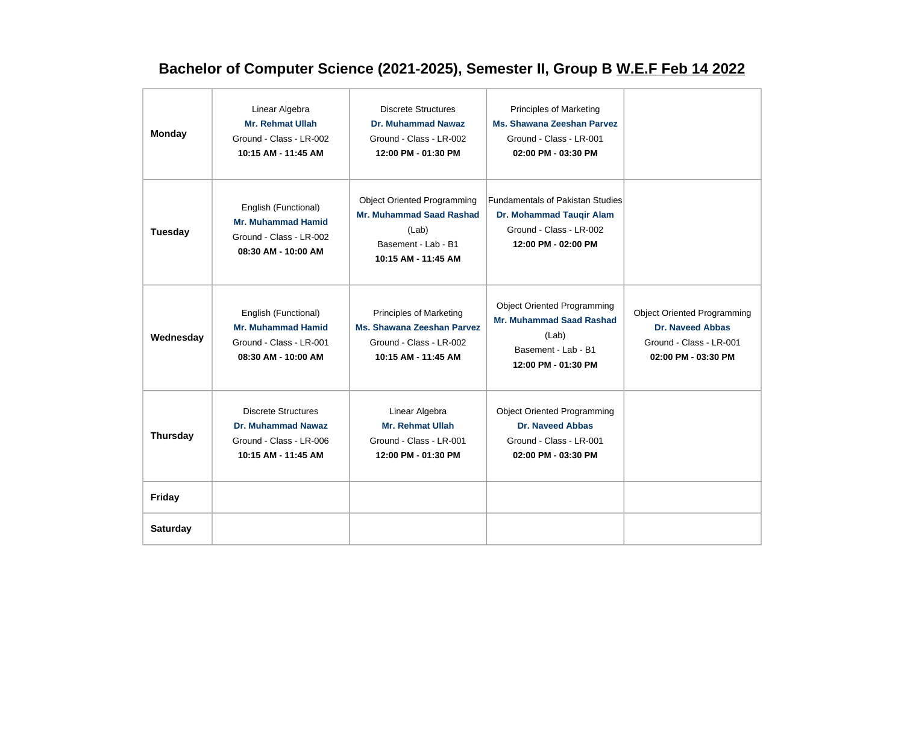## Bachelor of Computer Science (2021-2025), Semester II, Group B W.E.F Feb 14 2022

| | | | | |
|---|---|---|---|---|
| **Monday** | Linear Algebra<br>**Mr. Rehmat Ullah**<br>Ground - Class - LR-002<br>**10:15 AM - 11:45 AM** | Discrete Structures<br>**Dr. Muhammad Nawaz**<br>Ground - Class - LR-002<br>**12:00 PM - 01:30 PM** | Principles of Marketing<br>**Ms. Shawana Zeeshan Parvez**<br>Ground - Class - LR-001<br>**02:00 PM - 03:30 PM** | |
| **Tuesday** | English (Functional)<br>**Mr. Muhammad Hamid**<br>Ground - Class - LR-002<br>**08:30 AM - 10:00 AM** | Object Oriented Programming<br>**Mr. Muhammad Saad Rashad**<br>(Lab)<br>Basement - Lab - B1<br>**10:15 AM - 11:45 AM** | Fundamentals of Pakistan Studies<br>**Dr. Mohammad Tauqir Alam**<br>Ground - Class - LR-002<br>**12:00 PM - 02:00 PM** | |
| **Wednesday** | English (Functional)<br>**Mr. Muhammad Hamid**<br>Ground - Class - LR-001<br>**08:30 AM - 10:00 AM** | Principles of Marketing<br>**Ms. Shawana Zeeshan Parvez**<br>Ground - Class - LR-002<br>**10:15 AM - 11:45 AM** | Object Oriented Programming<br>**Mr. Muhammad Saad Rashad**<br>(Lab)<br>Basement - Lab - B1<br>**12:00 PM - 01:30 PM** | Object Oriented Programming<br>**Dr. Naveed Abbas**<br>Ground - Class - LR-001<br>**02:00 PM - 03:30 PM** |
| **Thursday** | Discrete Structures<br>**Dr. Muhammad Nawaz**<br>Ground - Class - LR-006<br>**10:15 AM - 11:45 AM** | Linear Algebra<br>**Mr. Rehmat Ullah**<br>Ground - Class - LR-001<br>**12:00 PM - 01:30 PM** | Object Oriented Programming<br>**Dr. Naveed Abbas**<br>Ground - Class - LR-001<br>**02:00 PM - 03:30 PM** | |
| **Friday** | | | | |
| **Saturday** | | | | |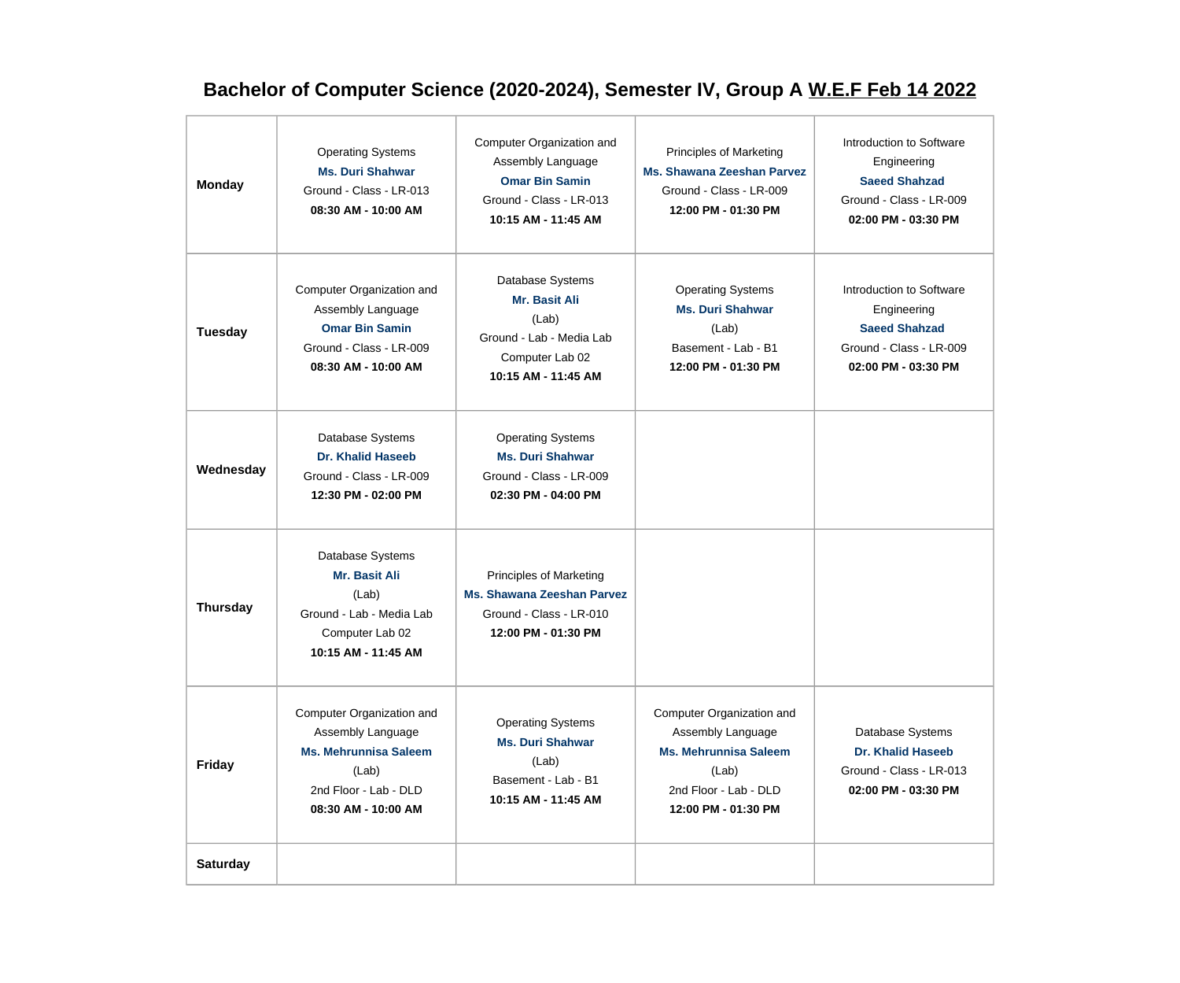# Bachelor of Computer Science (2020-2024), Semester IV, Group A W.E.F Feb 14 2022

| | | | | |
|---|---|---|---|---|
| **Monday** | Operating Systems<br>**Ms. Duri Shahwar**<br>Ground - Class - LR-013<br>**08:30 AM - 10:00 AM** | Computer Organization and Assembly Language<br>**Omar Bin Samin**<br>Ground - Class - LR-013<br>**10:15 AM - 11:45 AM** | Principles of Marketing<br>**Ms. Shawana Zeeshan Parvez**<br>Ground - Class - LR-009<br>**12:00 PM - 01:30 PM** | Introduction to Software Engineering<br>**Saeed Shahzad**<br>Ground - Class - LR-009<br>**02:00 PM - 03:30 PM** |
| **Tuesday** | Computer Organization and Assembly Language<br>**Omar Bin Samin**<br>Ground - Class - LR-009<br>**08:30 AM - 10:00 AM** | Database Systems<br>**Mr. Basit Ali**<br>(Lab)<br>Ground - Lab - Media Lab Computer Lab 02<br>**10:15 AM - 11:45 AM** | Operating Systems<br>**Ms. Duri Shahwar**<br>(Lab)<br>Basement - Lab - B1<br>**12:00 PM - 01:30 PM** | Introduction to Software Engineering<br>**Saeed Shahzad**<br>Ground - Class - LR-009<br>**02:00 PM - 03:30 PM** |
| **Wednesday** | Database Systems<br>**Dr. Khalid Haseeb**<br>Ground - Class - LR-009<br>**12:30 PM - 02:00 PM** | Operating Systems<br>**Ms. Duri Shahwar**<br>Ground - Class - LR-009<br>**02:30 PM - 04:00 PM** | | |
| **Thursday** | Database Systems<br>**Mr. Basit Ali**<br>(Lab)<br>Ground - Lab - Media Lab Computer Lab 02<br>**10:15 AM - 11:45 AM** | Principles of Marketing<br>**Ms. Shawana Zeeshan Parvez**<br>Ground - Class - LR-010<br>**12:00 PM - 01:30 PM** | | |
| **Friday** | Computer Organization and Assembly Language<br>**Ms. Mehrunnisa Saleem**<br>(Lab)<br>2nd Floor - Lab - DLD<br>**08:30 AM - 10:00 AM** | Operating Systems<br>**Ms. Duri Shahwar**<br>(Lab)<br>Basement - Lab - B1<br>**10:15 AM - 11:45 AM** | Computer Organization and Assembly Language<br>**Ms. Mehrunnisa Saleem**<br>(Lab)<br>2nd Floor - Lab - DLD<br>**12:00 PM - 01:30 PM** | Database Systems<br>**Dr. Khalid Haseeb**<br>Ground - Class - LR-013<br>**02:00 PM - 03:30 PM** |
| **Saturday** | | | | |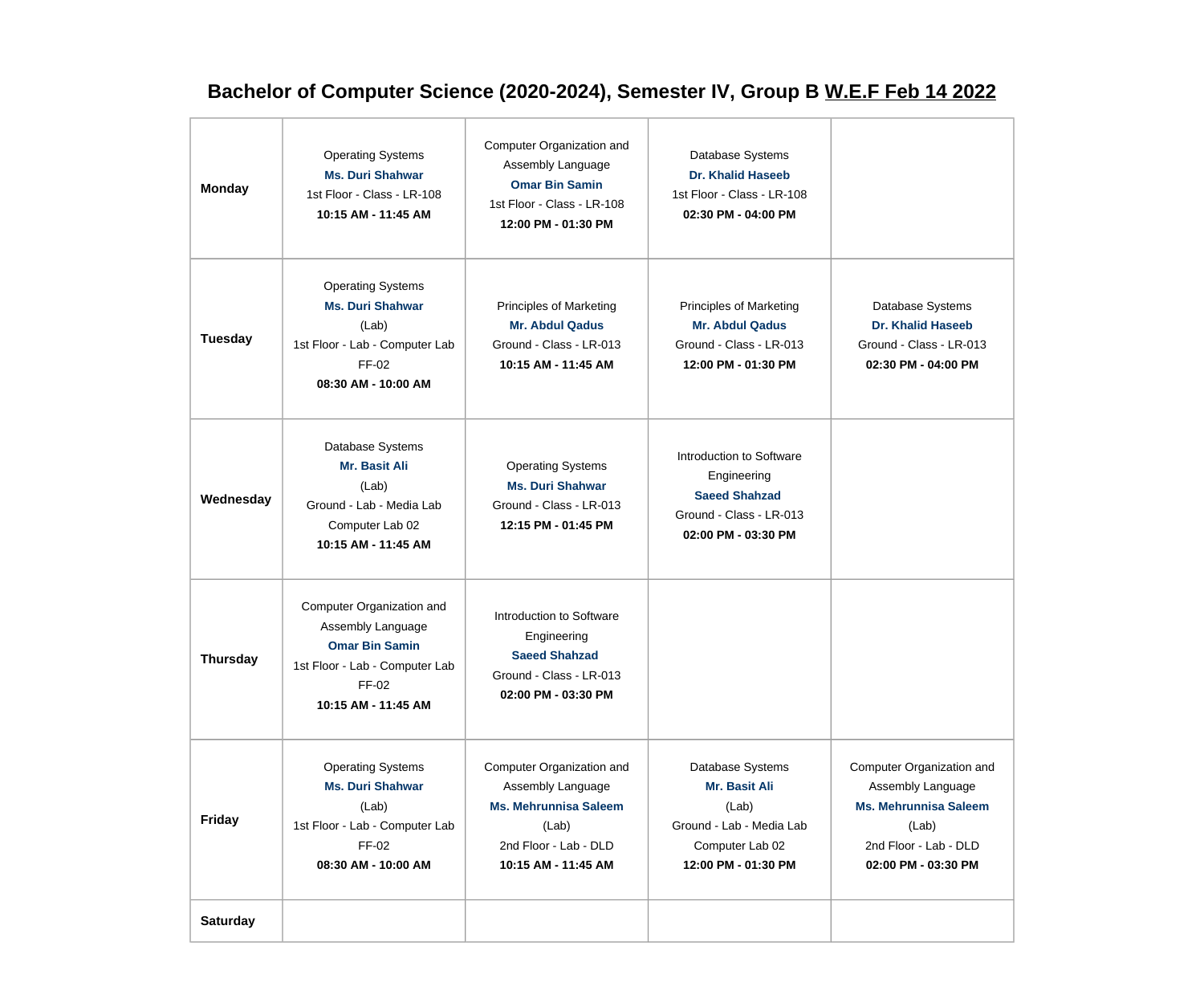# Bachelor of Computer Science (2020-2024), Semester IV, Group B W.E.F Feb 14 2022

| | | | | |
|---|---|---|---|---|
| **Monday** | Operating Systems<br>**Ms. Duri Shahwar**<br>1st Floor - Class - LR-108<br>**10:15 AM - 11:45 AM** | Computer Organization and Assembly Language<br>**Omar Bin Samin**<br>1st Floor - Class - LR-108<br>**12:00 PM - 01:30 PM** | Database Systems<br>**Dr. Khalid Haseeb**<br>1st Floor - Class - LR-108<br>**02:30 PM - 04:00 PM** | |
| **Tuesday** | Operating Systems<br>**Ms. Duri Shahwar**<br>(Lab)<br>1st Floor - Lab - Computer Lab FF-02<br>**08:30 AM - 10:00 AM** | Principles of Marketing<br>**Mr. Abdul Qadus**<br>Ground - Class - LR-013<br>**10:15 AM - 11:45 AM** | Principles of Marketing<br>**Mr. Abdul Qadus**<br>Ground - Class - LR-013<br>**12:00 PM - 01:30 PM** | Database Systems<br>**Dr. Khalid Haseeb**<br>Ground - Class - LR-013<br>**02:30 PM - 04:00 PM** |
| **Wednesday** | Database Systems<br>**Mr. Basit Ali**<br>(Lab)<br>Ground - Lab - Media Lab Computer Lab 02<br>**10:15 AM - 11:45 AM** | Operating Systems<br>**Ms. Duri Shahwar**<br>Ground - Class - LR-013<br>**12:15 PM - 01:45 PM** | Introduction to Software Engineering<br>**Saeed Shahzad**<br>Ground - Class - LR-013<br>**02:00 PM - 03:30 PM** | |
| **Thursday** | Computer Organization and Assembly Language<br>**Omar Bin Samin**<br>1st Floor - Lab - Computer Lab FF-02<br>**10:15 AM - 11:45 AM** | Introduction to Software Engineering<br>**Saeed Shahzad**<br>Ground - Class - LR-013<br>**02:00 PM - 03:30 PM** | | |
| **Friday** | Operating Systems<br>**Ms. Duri Shahwar**<br>(Lab)<br>1st Floor - Lab - Computer Lab FF-02<br>**08:30 AM - 10:00 AM** | Computer Organization and Assembly Language<br>**Ms. Mehrunnisa Saleem**<br>(Lab)<br>2nd Floor - Lab - DLD<br>**10:15 AM - 11:45 AM** | Database Systems<br>**Mr. Basit Ali**<br>(Lab)<br>Ground - Lab - Media Lab Computer Lab 02<br>**12:00 PM - 01:30 PM** | Computer Organization and Assembly Language<br>**Ms. Mehrunnisa Saleem**<br>(Lab)<br>2nd Floor - Lab - DLD<br>**02:00 PM - 03:30 PM** |
| **Saturday** | | | | |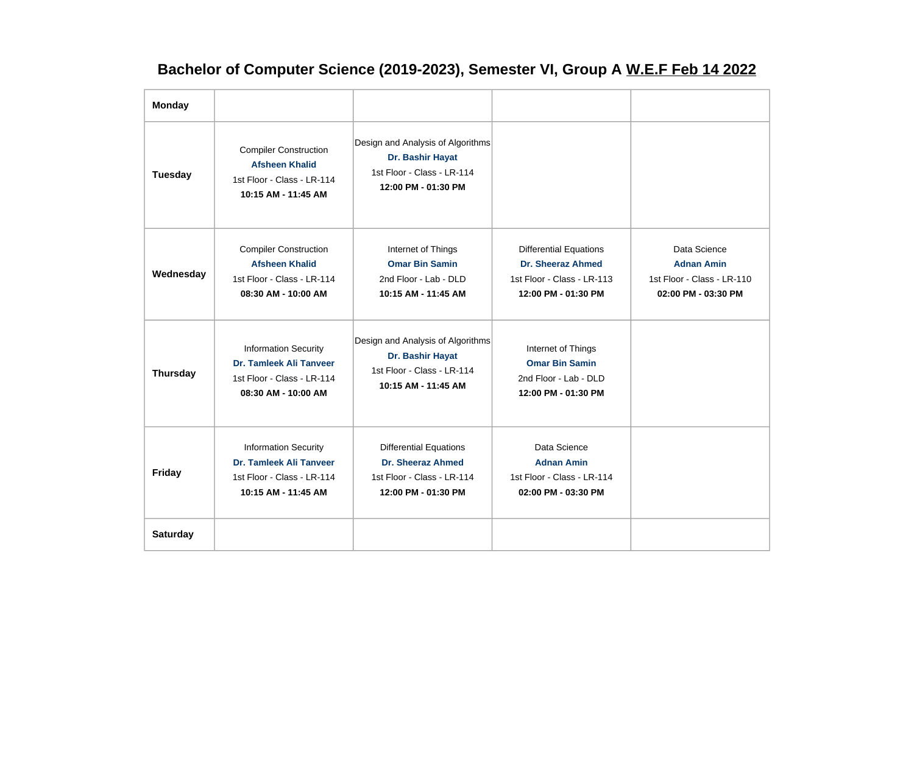# Bachelor of Computer Science (2019-2023), Semester VI, Group A W.E.F Feb 14 2022

| **Monday** | | | | |
|---|---|---|---|---|
| **Tuesday** | Compiler Construction<br>**Afsheen Khalid**<br>1st Floor - Class - LR-114<br>**10:15 AM - 11:45 AM** | Design and Analysis of Algorithms<br>**Dr. Bashir Hayat**<br>1st Floor - Class - LR-114<br>**12:00 PM - 01:30 PM** | | |
| **Wednesday** | Compiler Construction<br>**Afsheen Khalid**<br>1st Floor - Class - LR-114<br>**08:30 AM - 10:00 AM** | Internet of Things<br>**Omar Bin Samin**<br>2nd Floor - Lab - DLD<br>**10:15 AM - 11:45 AM** | Differential Equations<br>**Dr. Sheeraz Ahmed**<br>1st Floor - Class - LR-113<br>**12:00 PM - 01:30 PM** | Data Science<br>**Adnan Amin**<br>1st Floor - Class - LR-110<br>**02:00 PM - 03:30 PM** |
| **Thursday** | Information Security<br>**Dr. Tamleek Ali Tanveer**<br>1st Floor - Class - LR-114<br>**08:30 AM - 10:00 AM** | Design and Analysis of Algorithms<br>**Dr. Bashir Hayat**<br>1st Floor - Class - LR-114<br>**10:15 AM - 11:45 AM** | Internet of Things<br>**Omar Bin Samin**<br>2nd Floor - Lab - DLD<br>**12:00 PM - 01:30 PM** | |
| **Friday** | Information Security<br>**Dr. Tamleek Ali Tanveer**<br>1st Floor - Class - LR-114<br>**10:15 AM - 11:45 AM** | Differential Equations<br>**Dr. Sheeraz Ahmed**<br>1st Floor - Class - LR-114<br>**12:00 PM - 01:30 PM** | Data Science<br>**Adnan Amin**<br>1st Floor - Class - LR-114<br>**02:00 PM - 03:30 PM** | |
| **Saturday** | | | | |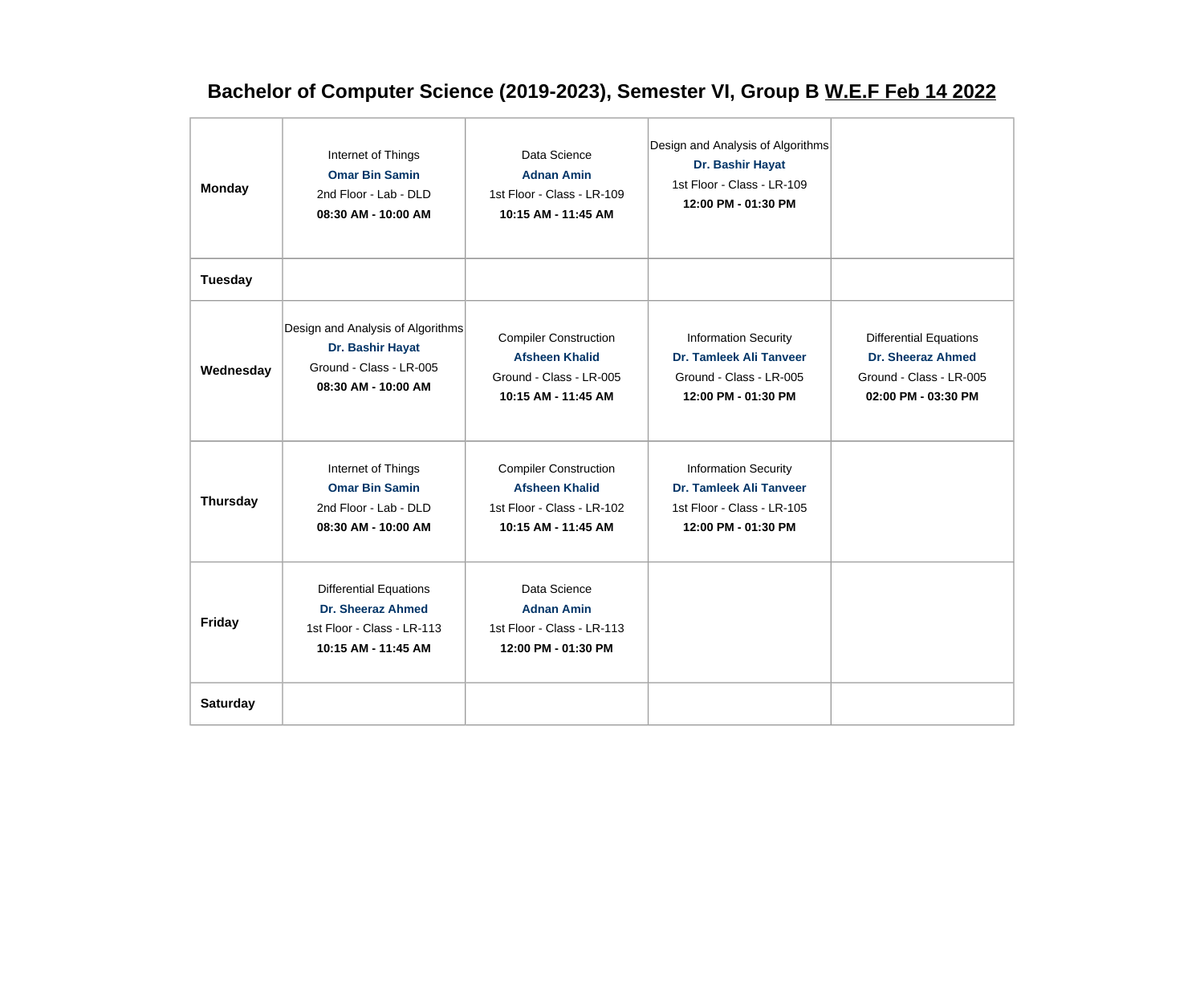# Bachelor of Computer Science (2019-2023), Semester VI, Group B W.E.F Feb 14 2022

| | | | | |
|---|---|---|---|---|
| **Monday** | Internet of Things<br>**Omar Bin Samin**<br>2nd Floor - Lab - DLD<br>**08:30 AM - 10:00 AM** | Data Science<br>**Adnan Amin**<br>1st Floor - Class - LR-109<br>**10:15 AM - 11:45 AM** | Design and Analysis of Algorithms<br>**Dr. Bashir Hayat**<br>1st Floor - Class - LR-109<br>**12:00 PM - 01:30 PM** | |
| **Tuesday** | | | | |
| **Wednesday** | Design and Analysis of Algorithms<br>**Dr. Bashir Hayat**<br>Ground - Class - LR-005<br>**08:30 AM - 10:00 AM** | Compiler Construction<br>**Afsheen Khalid**<br>Ground - Class - LR-005<br>**10:15 AM - 11:45 AM** | Information Security<br>**Dr. Tamleek Ali Tanveer**<br>Ground - Class - LR-005<br>**12:00 PM - 01:30 PM** | Differential Equations<br>**Dr. Sheeraz Ahmed**<br>Ground - Class - LR-005<br>**02:00 PM - 03:30 PM** |
| **Thursday** | Internet of Things<br>**Omar Bin Samin**<br>2nd Floor - Lab - DLD<br>**08:30 AM - 10:00 AM** | Compiler Construction<br>**Afsheen Khalid**<br>1st Floor - Class - LR-102<br>**10:15 AM - 11:45 AM** | Information Security<br>**Dr. Tamleek Ali Tanveer**<br>1st Floor - Class - LR-105<br>**12:00 PM - 01:30 PM** | |
| **Friday** | Differential Equations<br>**Dr. Sheeraz Ahmed**<br>1st Floor - Class - LR-113<br>**10:15 AM - 11:45 AM** | Data Science<br>**Adnan Amin**<br>1st Floor - Class - LR-113<br>**12:00 PM - 01:30 PM** | | |
| **Saturday** | | | | |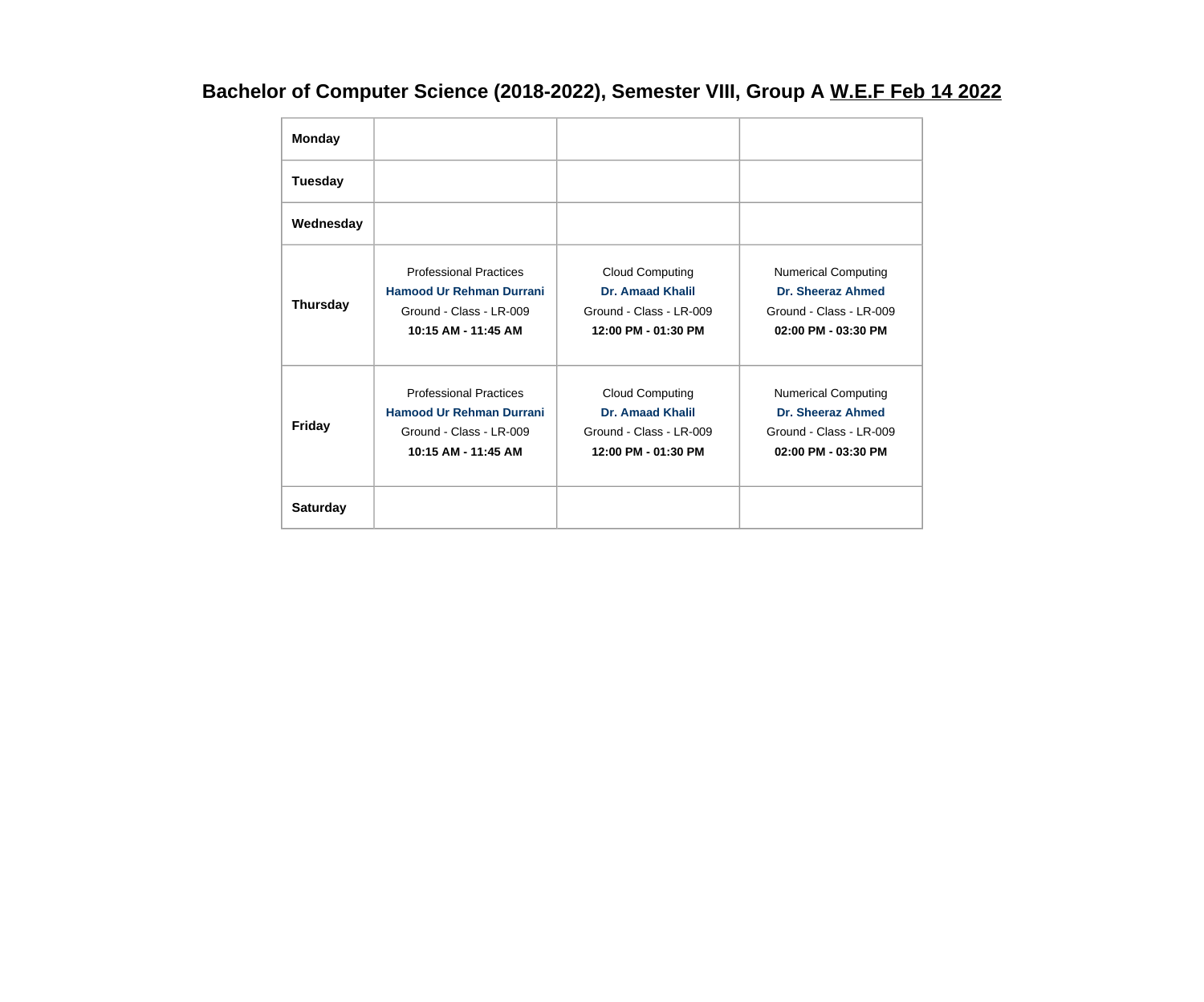## Bachelor of Computer Science (2018-2022), Semester VIII, Group A W.E.F Feb 14 2022

| | | | |
|---|---|---|---|
| **Monday** | | | |
| **Tuesday** | | | |
| **Wednesday** | | | |
| **Thursday** | Professional Practices<br>**Hamood Ur Rehman Durrani**<br>Ground - Class - LR-009<br>**10:15 AM - 11:45 AM** | Cloud Computing<br>**Dr. Amaad Khalil**<br>Ground - Class - LR-009<br>**12:00 PM - 01:30 PM** | Numerical Computing<br>**Dr. Sheeraz Ahmed**<br>Ground - Class - LR-009<br>**02:00 PM - 03:30 PM** |
| **Friday** | Professional Practices<br>**Hamood Ur Rehman Durrani**<br>Ground - Class - LR-009<br>**10:15 AM - 11:45 AM** | Cloud Computing<br>**Dr. Amaad Khalil**<br>Ground - Class - LR-009<br>**12:00 PM - 01:30 PM** | Numerical Computing<br>**Dr. Sheeraz Ahmed**<br>Ground - Class - LR-009<br>**02:00 PM - 03:30 PM** |
| **Saturday** | | | |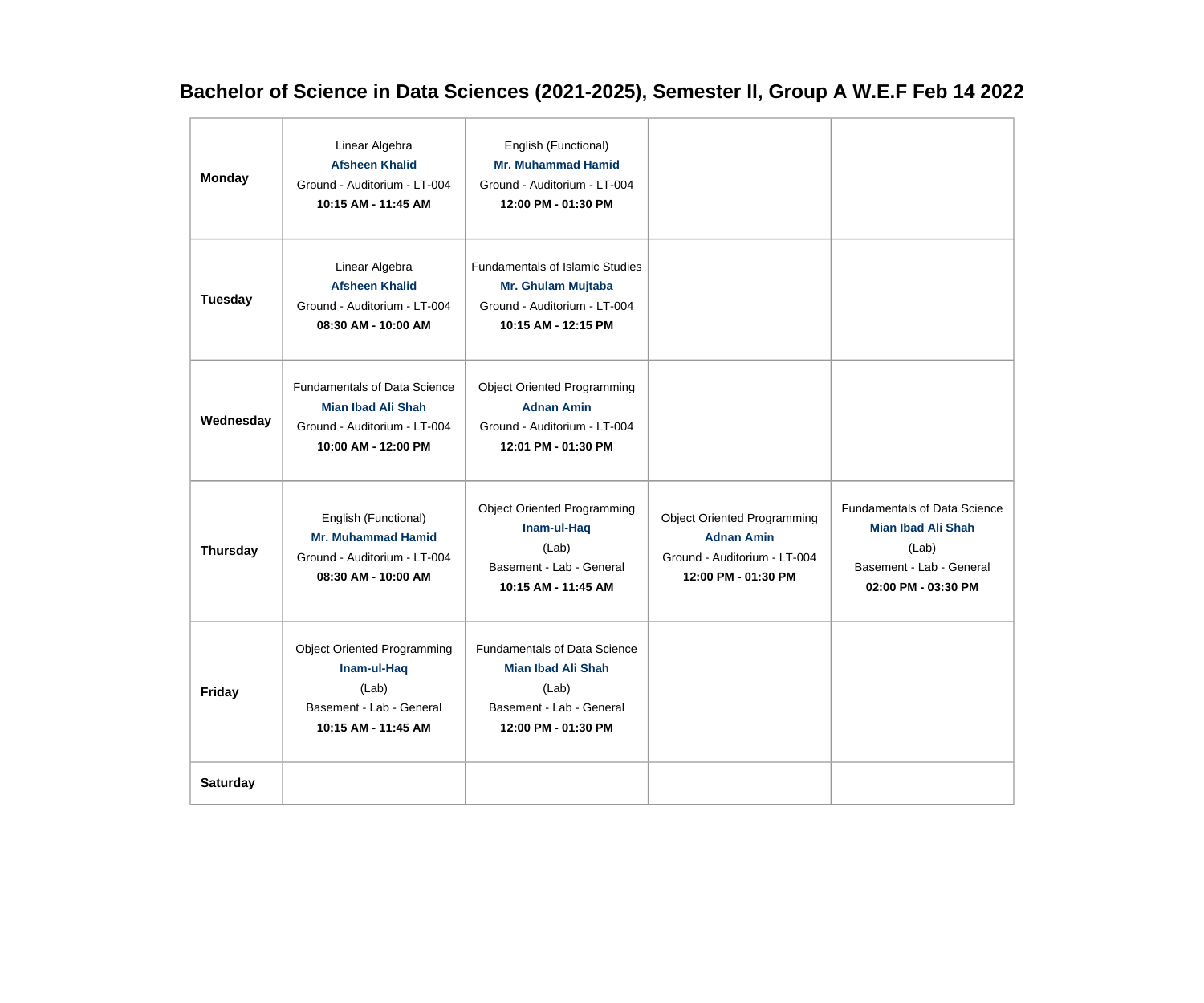## Bachelor of Science in Data Sciences (2021-2025), Semester II, Group A W.E.F Feb 14 2022

| | | | | |
|---|---|---|---|---|
| **Monday** | Linear Algebra<br>**Afsheen Khalid**<br>Ground - Auditorium - LT-004<br>**10:15 AM - 11:45 AM** | English (Functional)<br>**Mr. Muhammad Hamid**<br>Ground - Auditorium - LT-004<br>**12:00 PM - 01:30 PM** | | |
| **Tuesday** | Linear Algebra<br>**Afsheen Khalid**<br>Ground - Auditorium - LT-004<br>**08:30 AM - 10:00 AM** | Fundamentals of Islamic Studies<br>**Mr. Ghulam Mujtaba**<br>Ground - Auditorium - LT-004<br>**10:15 AM - 12:15 PM** | | |
| **Wednesday** | Fundamentals of Data Science<br>**Mian Ibad Ali Shah**<br>Ground - Auditorium - LT-004<br>**10:00 AM - 12:00 PM** | Object Oriented Programming<br>**Adnan Amin**<br>Ground - Auditorium - LT-004<br>**12:01 PM - 01:30 PM** | | |
| **Thursday** | English (Functional)<br>**Mr. Muhammad Hamid**<br>Ground - Auditorium - LT-004<br>**08:30 AM - 10:00 AM** | Object Oriented Programming<br>**Inam-ul-Haq**<br>(Lab)<br>Basement - Lab - General<br>**10:15 AM - 11:45 AM** | Object Oriented Programming<br>**Adnan Amin**<br>Ground - Auditorium - LT-004<br>**12:00 PM - 01:30 PM** | Fundamentals of Data Science<br>**Mian Ibad Ali Shah**<br>(Lab)<br>Basement - Lab - General<br>**02:00 PM - 03:30 PM** |
| **Friday** | Object Oriented Programming<br>**Inam-ul-Haq**<br>(Lab)<br>Basement - Lab - General<br>**10:15 AM - 11:45 AM** | Fundamentals of Data Science<br>**Mian Ibad Ali Shah**<br>(Lab)<br>Basement - Lab - General<br>**12:00 PM - 01:30 PM** | | |
| **Saturday** | | | | |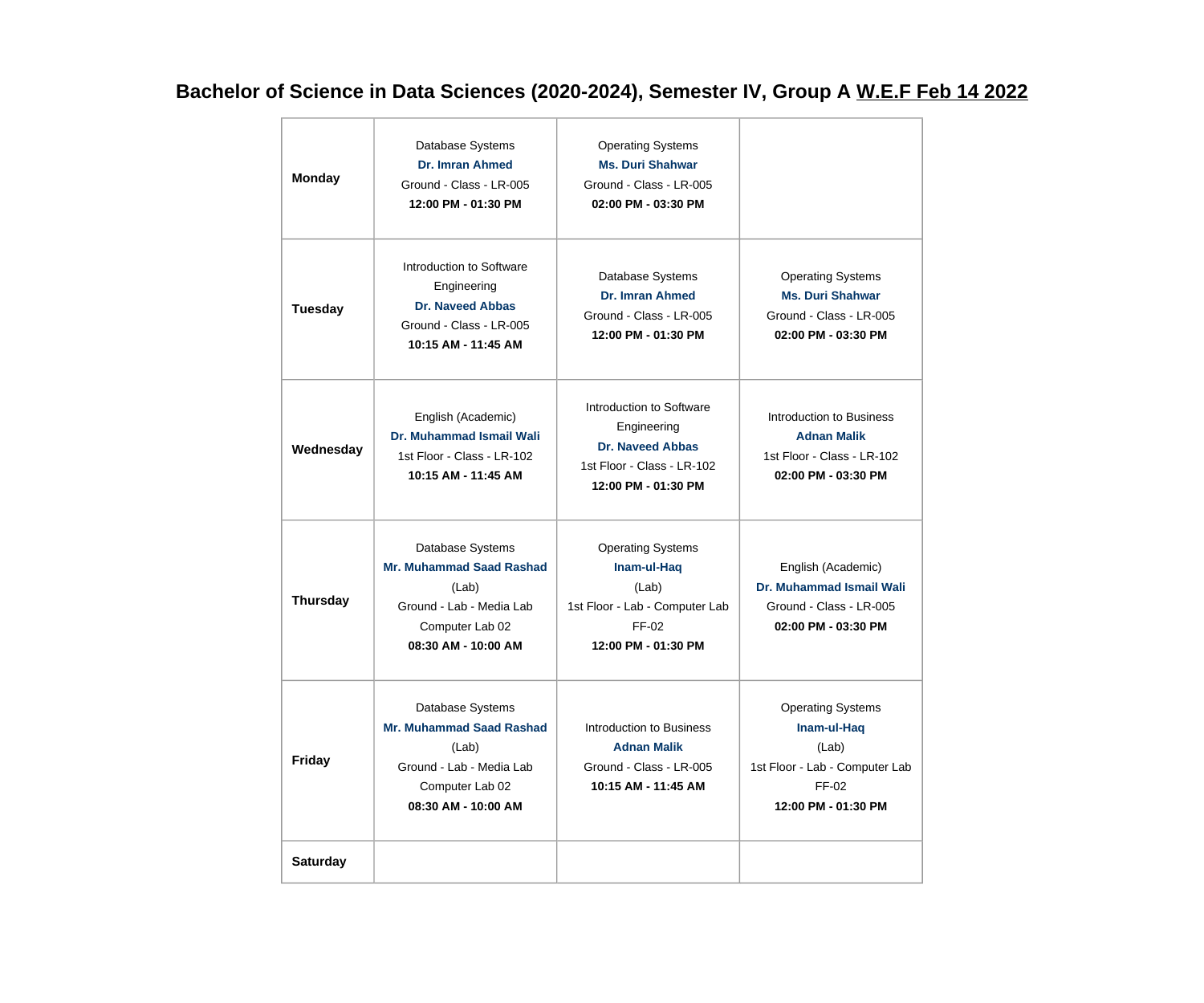## Bachelor of Science in Data Sciences (2020-2024), Semester IV, Group A W.E.F Feb 14 2022

| | | | |
|---|---|---|---|
| **Monday** | Database Systems<br>**Dr. Imran Ahmed**<br>Ground - Class - LR-005<br>**12:00 PM - 01:30 PM** | Operating Systems<br>**Ms. Duri Shahwar**<br>Ground - Class - LR-005<br>**02:00 PM - 03:30 PM** | |
| **Tuesday** | Introduction to Software Engineering<br>**Dr. Naveed Abbas**<br>Ground - Class - LR-005<br>**10:15 AM - 11:45 AM** | Database Systems<br>**Dr. Imran Ahmed**<br>Ground - Class - LR-005<br>**12:00 PM - 01:30 PM** | Operating Systems<br>**Ms. Duri Shahwar**<br>Ground - Class - LR-005<br>**02:00 PM - 03:30 PM** |
| **Wednesday** | English (Academic)<br>**Dr. Muhammad Ismail Wali**<br>1st Floor - Class - LR-102<br>**10:15 AM - 11:45 AM** | Introduction to Software Engineering<br>**Dr. Naveed Abbas**<br>1st Floor - Class - LR-102<br>**12:00 PM - 01:30 PM** | Introduction to Business<br>**Adnan Malik**<br>1st Floor - Class - LR-102<br>**02:00 PM - 03:30 PM** |
| **Thursday** | Database Systems<br>**Mr. Muhammad Saad Rashad**<br>(Lab)<br>Ground - Lab - Media Lab Computer Lab 02<br>**08:30 AM - 10:00 AM** | Operating Systems<br>**Inam-ul-Haq**<br>(Lab)<br>1st Floor - Lab - Computer Lab FF-02<br>**12:00 PM - 01:30 PM** | English (Academic)<br>**Dr. Muhammad Ismail Wali**<br>Ground - Class - LR-005<br>**02:00 PM - 03:30 PM** |
| **Friday** | Database Systems<br>**Mr. Muhammad Saad Rashad**<br>(Lab)<br>Ground - Lab - Media Lab Computer Lab 02<br>**08:30 AM - 10:00 AM** | Introduction to Business<br>**Adnan Malik**<br>Ground - Class - LR-005<br>**10:15 AM - 11:45 AM** | Operating Systems<br>**Inam-ul-Haq**<br>(Lab)<br>1st Floor - Lab - Computer Lab FF-02<br>**12:00 PM - 01:30 PM** |
| **Saturday** | | | |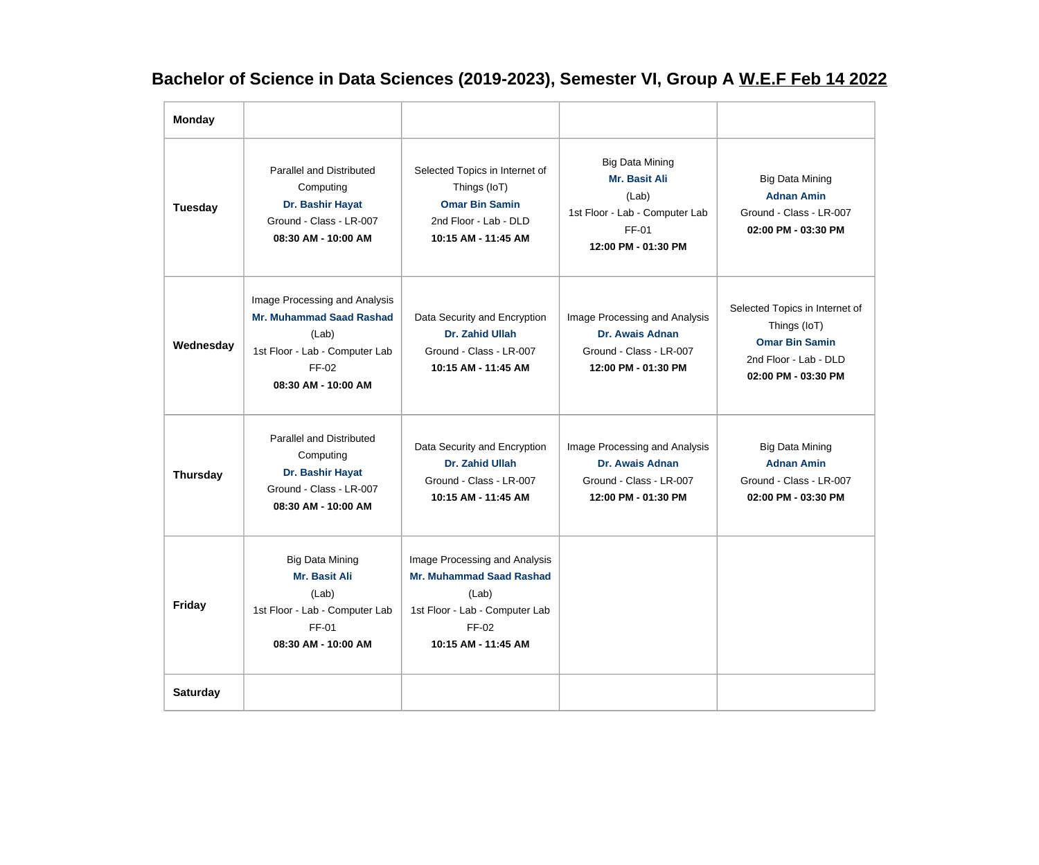## Bachelor of Science in Data Sciences (2019-2023), Semester VI, Group A W.E.F Feb 14 2022

| | | | | |
|---|---|---|---|---|
| **Monday** | | | | |
| **Tuesday** | Parallel and Distributed Computing<br>**Dr. Bashir Hayat**<br>Ground - Class - LR-007<br>**08:30 AM - 10:00 AM** | Selected Topics in Internet of Things (IoT)<br>**Omar Bin Samin**<br>2nd Floor - Lab - DLD<br>**10:15 AM - 11:45 AM** | Big Data Mining<br>**Mr. Basit Ali**<br>(Lab)<br>1st Floor - Lab - Computer Lab FF-01<br>**12:00 PM - 01:30 PM** | Big Data Mining<br>**Adnan Amin**<br>Ground - Class - LR-007<br>**02:00 PM - 03:30 PM** |
| **Wednesday** | Image Processing and Analysis<br>**Mr. Muhammad Saad Rashad**<br>(Lab)<br>1st Floor - Lab - Computer Lab FF-02<br>**08:30 AM - 10:00 AM** | Data Security and Encryption<br>**Dr. Zahid Ullah**<br>Ground - Class - LR-007<br>**10:15 AM - 11:45 AM** | Image Processing and Analysis<br>**Dr. Awais Adnan**<br>Ground - Class - LR-007<br>**12:00 PM - 01:30 PM** | Selected Topics in Internet of Things (IoT)<br>**Omar Bin Samin**<br>2nd Floor - Lab - DLD<br>**02:00 PM - 03:30 PM** |
| **Thursday** | Parallel and Distributed Computing<br>**Dr. Bashir Hayat**<br>Ground - Class - LR-007<br>**08:30 AM - 10:00 AM** | Data Security and Encryption<br>**Dr. Zahid Ullah**<br>Ground - Class - LR-007<br>**10:15 AM - 11:45 AM** | Image Processing and Analysis<br>**Dr. Awais Adnan**<br>Ground - Class - LR-007<br>**12:00 PM - 01:30 PM** | Big Data Mining<br>**Adnan Amin**<br>Ground - Class - LR-007<br>**02:00 PM - 03:30 PM** |
| **Friday** | Big Data Mining<br>**Mr. Basit Ali**<br>(Lab)<br>1st Floor - Lab - Computer Lab FF-01<br>**08:30 AM - 10:00 AM** | Image Processing and Analysis<br>**Mr. Muhammad Saad Rashad**<br>(Lab)<br>1st Floor - Lab - Computer Lab FF-02<br>**10:15 AM - 11:45 AM** | | |
| **Saturday** | | | | |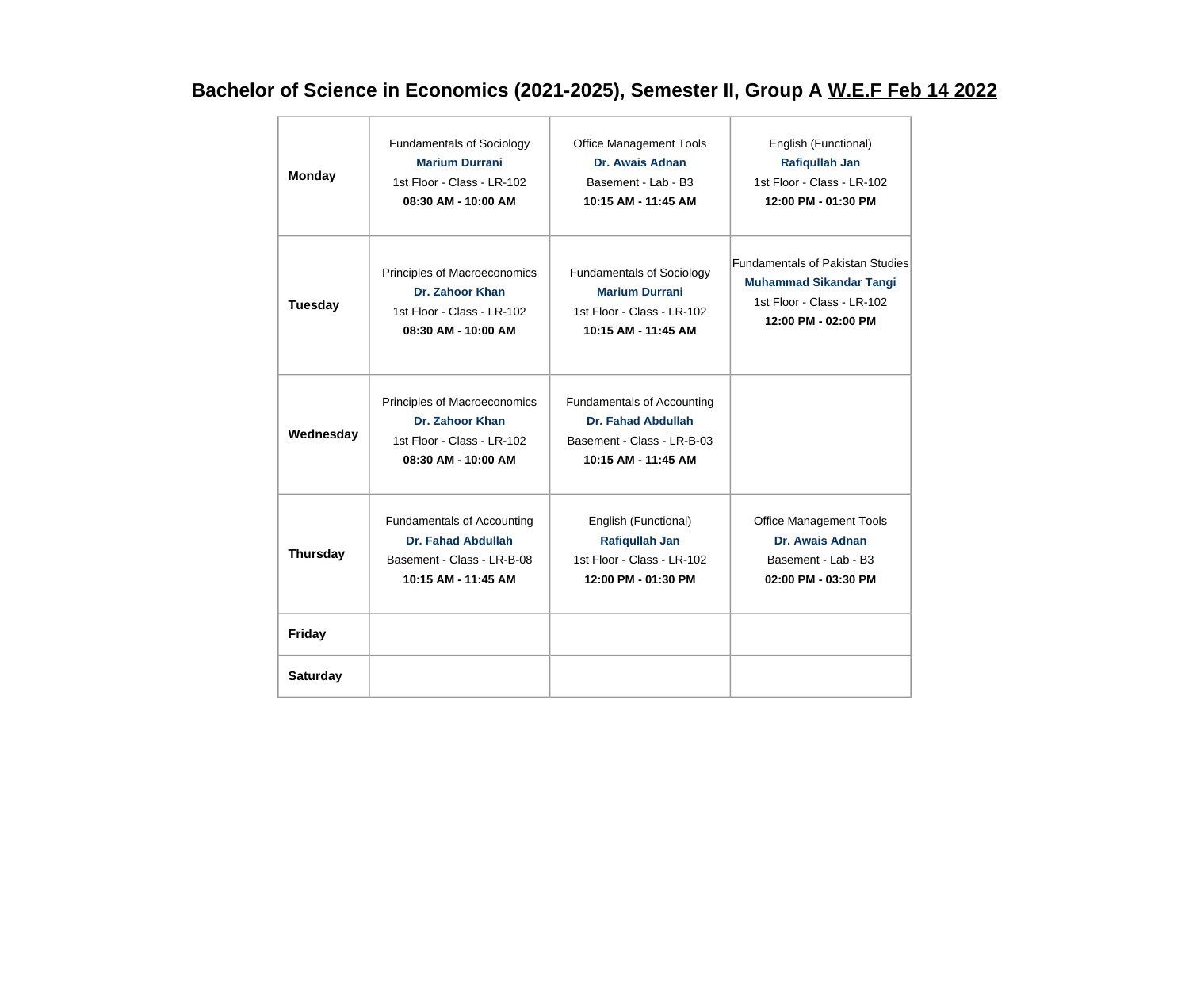# Bachelor of Science in Economics (2021-2025), Semester II, Group A W.E.F Feb 14 2022

| | | | |
|---|---|---|---|
| **Monday** | Fundamentals of Sociology<br>**Marium Durrani**<br>1st Floor - Class - LR-102<br>**08:30 AM - 10:00 AM** | Office Management Tools<br>**Dr. Awais Adnan**<br>Basement - Lab - B3<br>**10:15 AM - 11:45 AM** | English (Functional)<br>**Rafiqullah Jan**<br>1st Floor - Class - LR-102<br>**12:00 PM - 01:30 PM** |
| **Tuesday** | Principles of Macroeconomics<br>**Dr. Zahoor Khan**<br>1st Floor - Class - LR-102<br>**08:30 AM - 10:00 AM** | Fundamentals of Sociology<br>**Marium Durrani**<br>1st Floor - Class - LR-102<br>**10:15 AM - 11:45 AM** | Fundamentals of Pakistan Studies<br>**Muhammad Sikandar Tangi**<br>1st Floor - Class - LR-102<br>**12:00 PM - 02:00 PM** |
| **Wednesday** | Principles of Macroeconomics<br>**Dr. Zahoor Khan**<br>1st Floor - Class - LR-102<br>**08:30 AM - 10:00 AM** | Fundamentals of Accounting<br>**Dr. Fahad Abdullah**<br>Basement - Class - LR-B-03<br>**10:15 AM - 11:45 AM** | |
| **Thursday** | Fundamentals of Accounting<br>**Dr. Fahad Abdullah**<br>Basement - Class - LR-B-08<br>**10:15 AM - 11:45 AM** | English (Functional)<br>**Rafiqullah Jan**<br>1st Floor - Class - LR-102<br>**12:00 PM - 01:30 PM** | Office Management Tools<br>**Dr. Awais Adnan**<br>Basement - Lab - B3<br>**02:00 PM - 03:30 PM** |
| **Friday** | | | |
| **Saturday** | | | |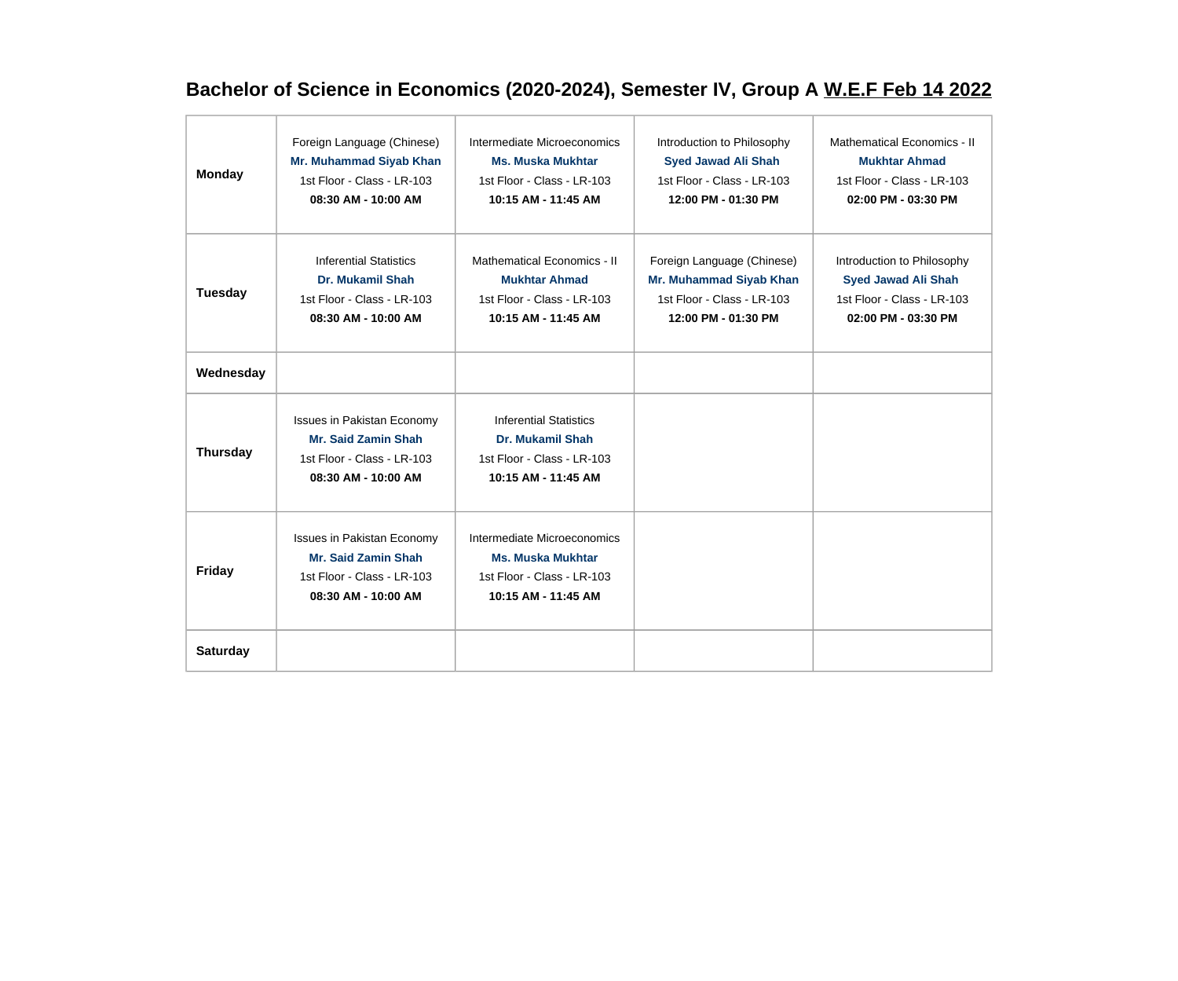## Bachelor of Science in Economics (2020-2024), Semester IV, Group A W.E.F Feb 14 2022

| | | | | |
|---|---|---|---|---|
| **Monday** | Foreign Language (Chinese)<br>**Mr. Muhammad Siyab Khan**<br>1st Floor - Class - LR-103<br>**08:30 AM - 10:00 AM** | Intermediate Microeconomics<br>**Ms. Muska Mukhtar**<br>1st Floor - Class - LR-103<br>**10:15 AM - 11:45 AM** | Introduction to Philosophy<br>**Syed Jawad Ali Shah**<br>1st Floor - Class - LR-103<br>**12:00 PM - 01:30 PM** | Mathematical Economics - II<br>**Mukhtar Ahmad**<br>1st Floor - Class - LR-103<br>**02:00 PM - 03:30 PM** |
| **Tuesday** | Inferential Statistics<br>**Dr. Mukamil Shah**<br>1st Floor - Class - LR-103<br>**08:30 AM - 10:00 AM** | Mathematical Economics - II<br>**Mukhtar Ahmad**<br>1st Floor - Class - LR-103<br>**10:15 AM - 11:45 AM** | Foreign Language (Chinese)<br>**Mr. Muhammad Siyab Khan**<br>1st Floor - Class - LR-103<br>**12:00 PM - 01:30 PM** | Introduction to Philosophy<br>**Syed Jawad Ali Shah**<br>1st Floor - Class - LR-103<br>**02:00 PM - 03:30 PM** |
| **Wednesday** | | | | |
| **Thursday** | Issues in Pakistan Economy<br>**Mr. Said Zamin Shah**<br>1st Floor - Class - LR-103<br>**08:30 AM - 10:00 AM** | Inferential Statistics<br>**Dr. Mukamil Shah**<br>1st Floor - Class - LR-103<br>**10:15 AM - 11:45 AM** | | |
| **Friday** | Issues in Pakistan Economy<br>**Mr. Said Zamin Shah**<br>1st Floor - Class - LR-103<br>**08:30 AM - 10:00 AM** | Intermediate Microeconomics<br>**Ms. Muska Mukhtar**<br>1st Floor - Class - LR-103<br>**10:15 AM - 11:45 AM** | | |
| **Saturday** | | | | |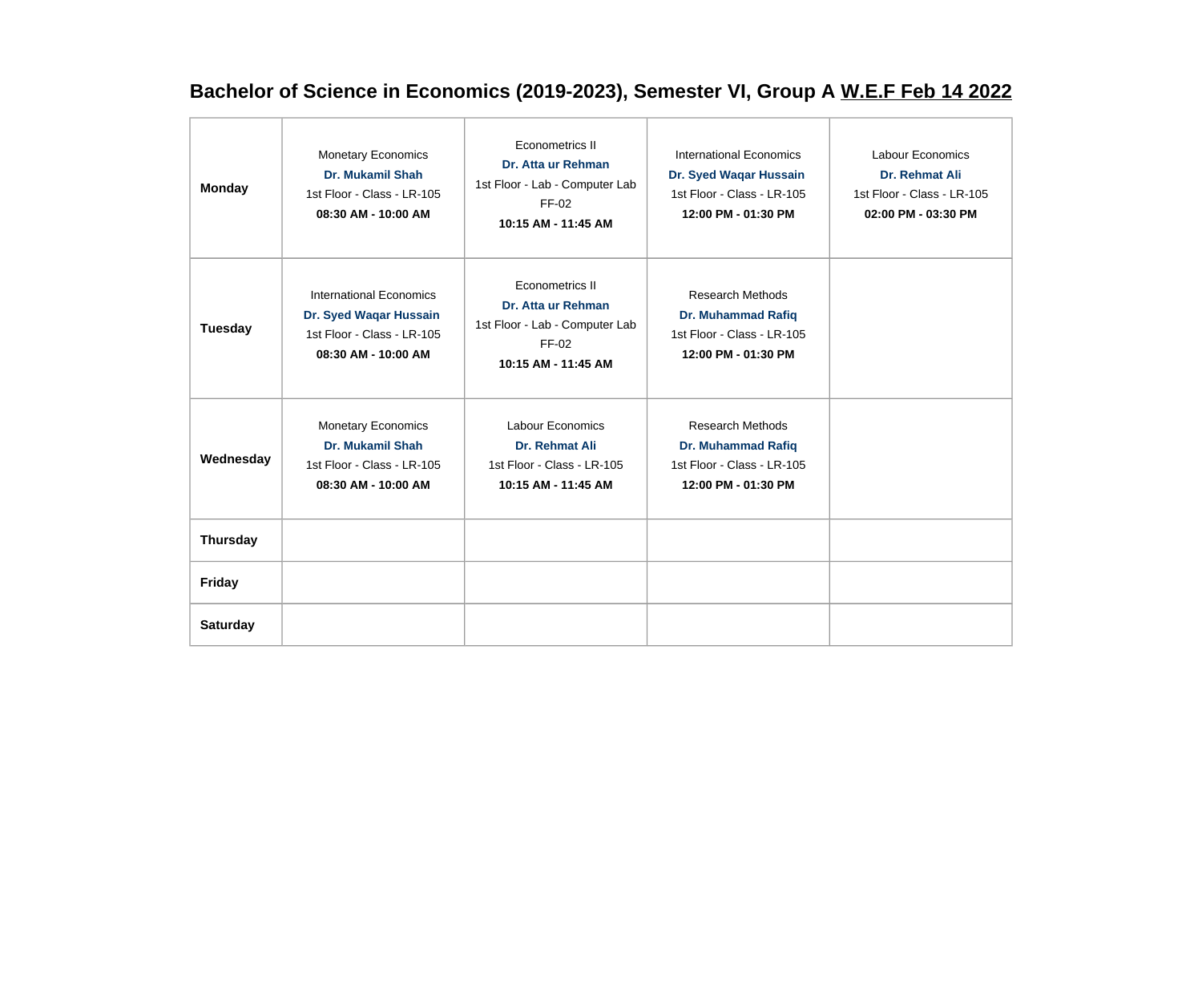## Bachelor of Science in Economics (2019-2023), Semester VI, Group A W.E.F Feb 14 2022

| | | | | |
|---|---|---|---|---|
| **Monday** | Monetary Economics<br>**Dr. Mukamil Shah**<br>1st Floor - Class - LR-105<br>**08:30 AM - 10:00 AM** | Econometrics II<br>**Dr. Atta ur Rehman**<br>1st Floor - Lab - Computer Lab FF-02<br>**10:15 AM - 11:45 AM** | International Economics<br>**Dr. Syed Waqar Hussain**<br>1st Floor - Class - LR-105<br>**12:00 PM - 01:30 PM** | Labour Economics<br>**Dr. Rehmat Ali**<br>1st Floor - Class - LR-105<br>**02:00 PM - 03:30 PM** |
| **Tuesday** | International Economics<br>**Dr. Syed Waqar Hussain**<br>1st Floor - Class - LR-105<br>**08:30 AM - 10:00 AM** | Econometrics II<br>**Dr. Atta ur Rehman**<br>1st Floor - Lab - Computer Lab FF-02<br>**10:15 AM - 11:45 AM** | Research Methods<br>**Dr. Muhammad Rafiq**<br>1st Floor - Class - LR-105<br>**12:00 PM - 01:30 PM** | |
| **Wednesday** | Monetary Economics<br>**Dr. Mukamil Shah**<br>1st Floor - Class - LR-105<br>**08:30 AM - 10:00 AM** | Labour Economics<br>**Dr. Rehmat Ali**<br>1st Floor - Class - LR-105<br>**10:15 AM - 11:45 AM** | Research Methods<br>**Dr. Muhammad Rafiq**<br>1st Floor - Class - LR-105<br>**12:00 PM - 01:30 PM** | |
| **Thursday** | | | | |
| **Friday** | | | | |
| **Saturday** | | | | |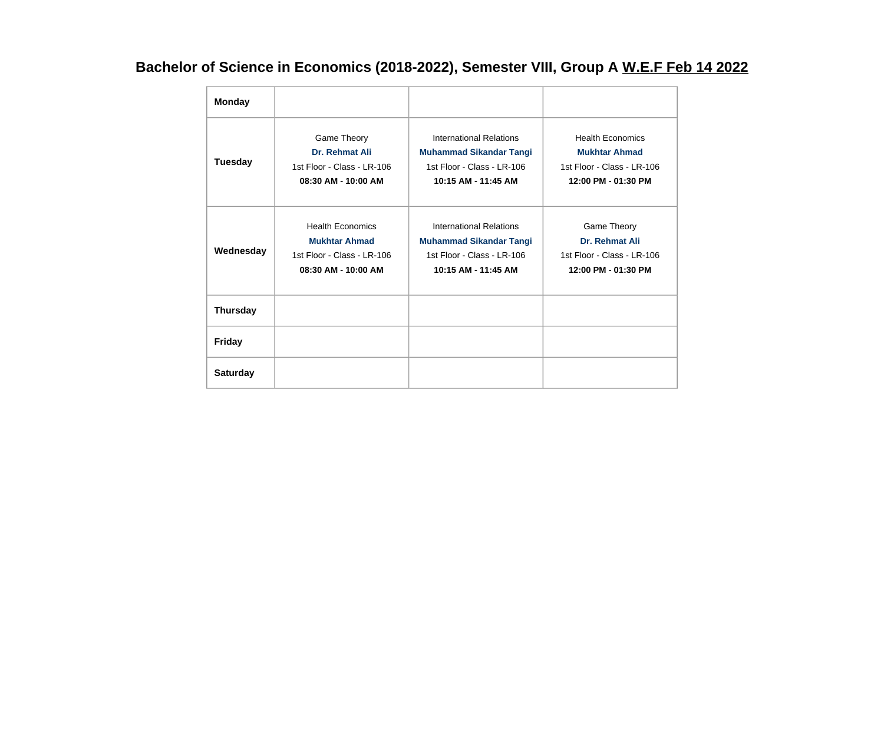## Bachelor of Science in Economics (2018-2022), Semester VIII, Group A W.E.F Feb 14 2022

| | | | |
|---|---|---|---|
| **Monday** | | | |
| **Tuesday** | Game Theory<br>**Dr. Rehmat Ali**<br>1st Floor - Class - LR-106<br>**08:30 AM - 10:00 AM** | International Relations<br>**Muhammad Sikandar Tangi**<br>1st Floor - Class - LR-106<br>**10:15 AM - 11:45 AM** | Health Economics<br>**Mukhtar Ahmad**<br>1st Floor - Class - LR-106<br>**12:00 PM - 01:30 PM** |
| **Wednesday** | Health Economics<br>**Mukhtar Ahmad**<br>1st Floor - Class - LR-106<br>**08:30 AM - 10:00 AM** | International Relations<br>**Muhammad Sikandar Tangi**<br>1st Floor - Class - LR-106<br>**10:15 AM - 11:45 AM** | Game Theory<br>**Dr. Rehmat Ali**<br>1st Floor - Class - LR-106<br>**12:00 PM - 01:30 PM** |
| **Thursday** | | | |
| **Friday** | | | |
| **Saturday** | | | |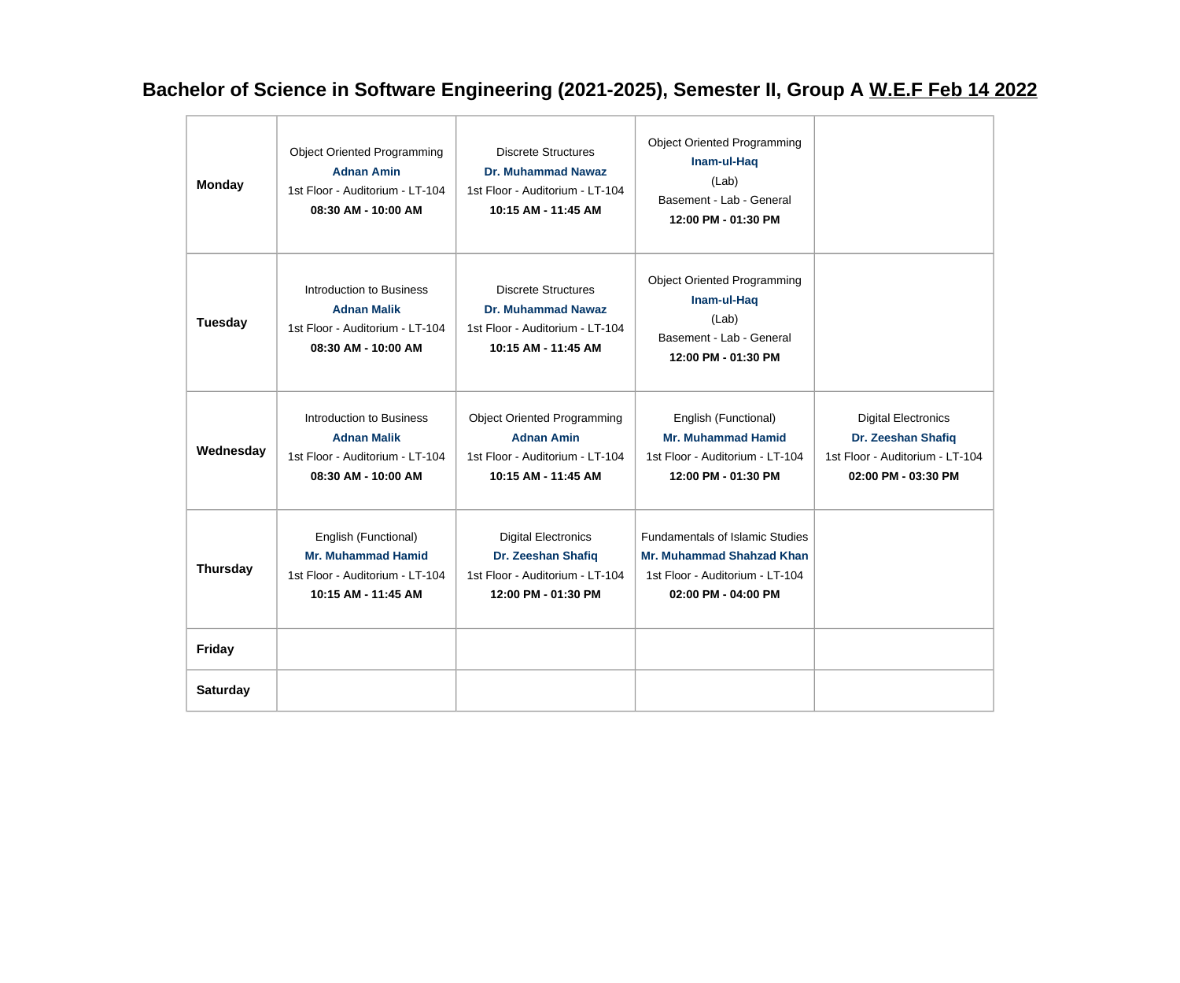# Bachelor of Science in Software Engineering (2021-2025), Semester II, Group A W.E.F Feb 14 2022

| | | | | |
|---|---|---|---|---|
| **Monday** | Object Oriented Programming<br>**Adnan Amin**<br>1st Floor - Auditorium - LT-104<br>**08:30 AM - 10:00 AM** | Discrete Structures<br>**Dr. Muhammad Nawaz**<br>1st Floor - Auditorium - LT-104<br>**10:15 AM - 11:45 AM** | Object Oriented Programming<br>**Inam-ul-Haq**<br>(Lab)<br>Basement - Lab - General<br>**12:00 PM - 01:30 PM** | |
| **Tuesday** | Introduction to Business<br>**Adnan Malik**<br>1st Floor - Auditorium - LT-104<br>**08:30 AM - 10:00 AM** | Discrete Structures<br>**Dr. Muhammad Nawaz**<br>1st Floor - Auditorium - LT-104<br>**10:15 AM - 11:45 AM** | Object Oriented Programming<br>**Inam-ul-Haq**<br>(Lab)<br>Basement - Lab - General<br>**12:00 PM - 01:30 PM** | |
| **Wednesday** | Introduction to Business<br>**Adnan Malik**<br>1st Floor - Auditorium - LT-104<br>**08:30 AM - 10:00 AM** | Object Oriented Programming<br>**Adnan Amin**<br>1st Floor - Auditorium - LT-104<br>**10:15 AM - 11:45 AM** | English (Functional)<br>**Mr. Muhammad Hamid**<br>1st Floor - Auditorium - LT-104<br>**12:00 PM - 01:30 PM** | Digital Electronics<br>**Dr. Zeeshan Shafiq**<br>1st Floor - Auditorium - LT-104<br>**02:00 PM - 03:30 PM** |
| **Thursday** | English (Functional)<br>**Mr. Muhammad Hamid**<br>1st Floor - Auditorium - LT-104<br>**10:15 AM - 11:45 AM** | Digital Electronics<br>**Dr. Zeeshan Shafiq**<br>1st Floor - Auditorium - LT-104<br>**12:00 PM - 01:30 PM** | Fundamentals of Islamic Studies<br>**Mr. Muhammad Shahzad Khan**<br>1st Floor - Auditorium - LT-104<br>**02:00 PM - 04:00 PM** | |
| **Friday** | | | | |
| **Saturday** | | | | |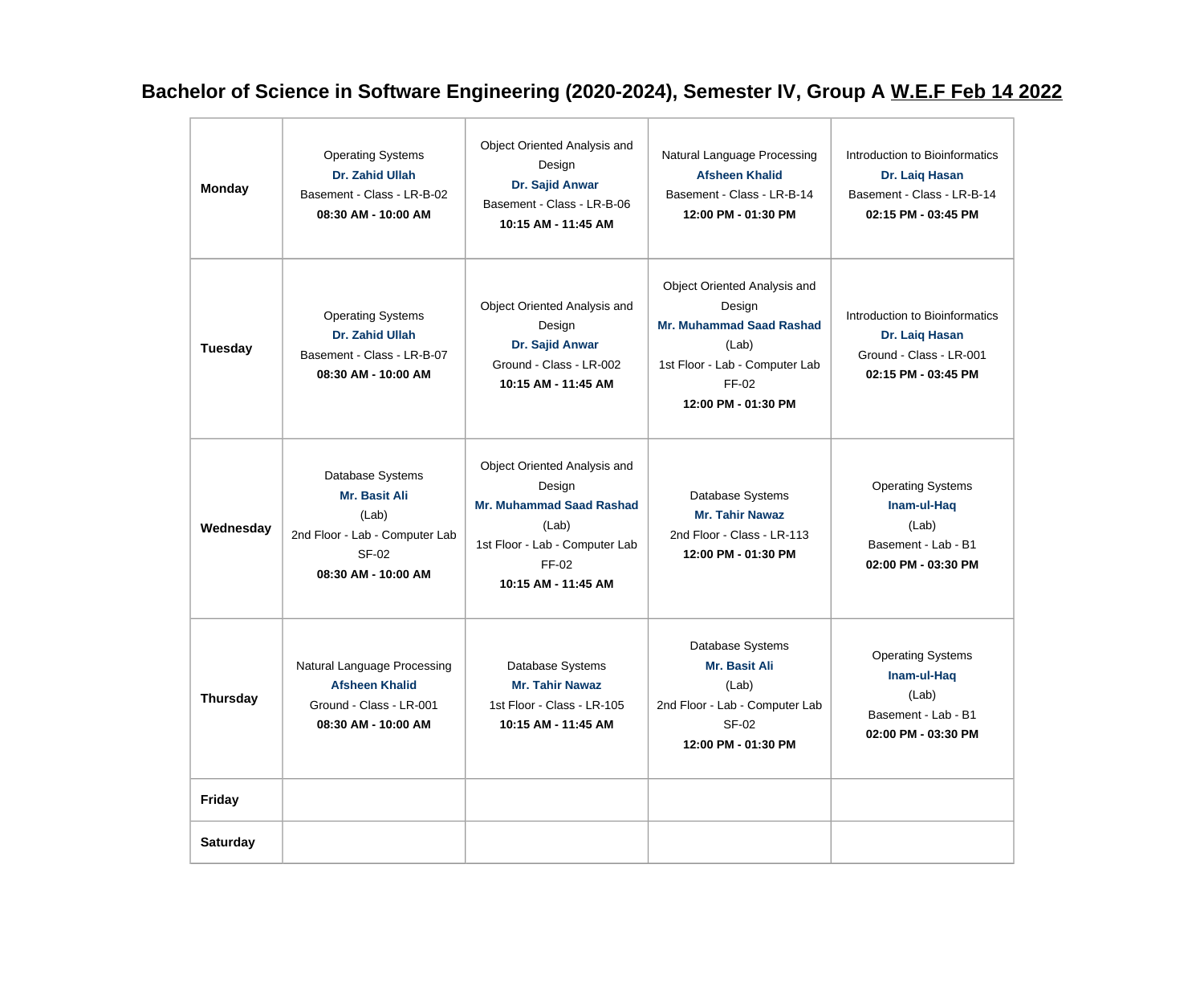# Bachelor of Science in Software Engineering (2020-2024), Semester IV, Group A W.E.F Feb 14 2022

| | | | | |
|---|---|---|---|---|
| **Monday** | Operating Systems<br>**Dr. Zahid Ullah**<br>Basement - Class - LR-B-02<br>**08:30 AM - 10:00 AM** | Object Oriented Analysis and Design<br>**Dr. Sajid Anwar**<br>Basement - Class - LR-B-06<br>**10:15 AM - 11:45 AM** | Natural Language Processing<br>**Afsheen Khalid**<br>Basement - Class - LR-B-14<br>**12:00 PM - 01:30 PM** | Introduction to Bioinformatics<br>**Dr. Laiq Hasan**<br>Basement - Class - LR-B-14<br>**02:15 PM - 03:45 PM** |
| **Tuesday** | Operating Systems<br>**Dr. Zahid Ullah**<br>Basement - Class - LR-B-07<br>**08:30 AM - 10:00 AM** | Object Oriented Analysis and Design<br>**Dr. Sajid Anwar**<br>Ground - Class - LR-002<br>**10:15 AM - 11:45 AM** | Object Oriented Analysis and Design<br>**Mr. Muhammad Saad Rashad**<br>(Lab)<br>1st Floor - Lab - Computer Lab FF-02<br>**12:00 PM - 01:30 PM** | Introduction to Bioinformatics<br>**Dr. Laiq Hasan**<br>Ground - Class - LR-001<br>**02:15 PM - 03:45 PM** |
| **Wednesday** | Database Systems<br>**Mr. Basit Ali**<br>(Lab)<br>2nd Floor - Lab - Computer Lab SF-02<br>**08:30 AM - 10:00 AM** | Object Oriented Analysis and Design<br>**Mr. Muhammad Saad Rashad**<br>(Lab)<br>1st Floor - Lab - Computer Lab FF-02<br>**10:15 AM - 11:45 AM** | Database Systems<br>**Mr. Tahir Nawaz**<br>2nd Floor - Class - LR-113<br>**12:00 PM - 01:30 PM** | Operating Systems<br>**Inam-ul-Haq**<br>(Lab)<br>Basement - Lab - B1<br>**02:00 PM - 03:30 PM** |
| **Thursday** | Natural Language Processing<br>**Afsheen Khalid**<br>Ground - Class - LR-001<br>**08:30 AM - 10:00 AM** | Database Systems<br>**Mr. Tahir Nawaz**<br>1st Floor - Class - LR-105<br>**10:15 AM - 11:45 AM** | Database Systems<br>**Mr. Basit Ali**<br>(Lab)<br>2nd Floor - Lab - Computer Lab SF-02<br>**12:00 PM - 01:30 PM** | Operating Systems<br>**Inam-ul-Haq**<br>(Lab)<br>Basement - Lab - B1<br>**02:00 PM - 03:30 PM** |
| **Friday** | | | | |
| **Saturday** | | | | |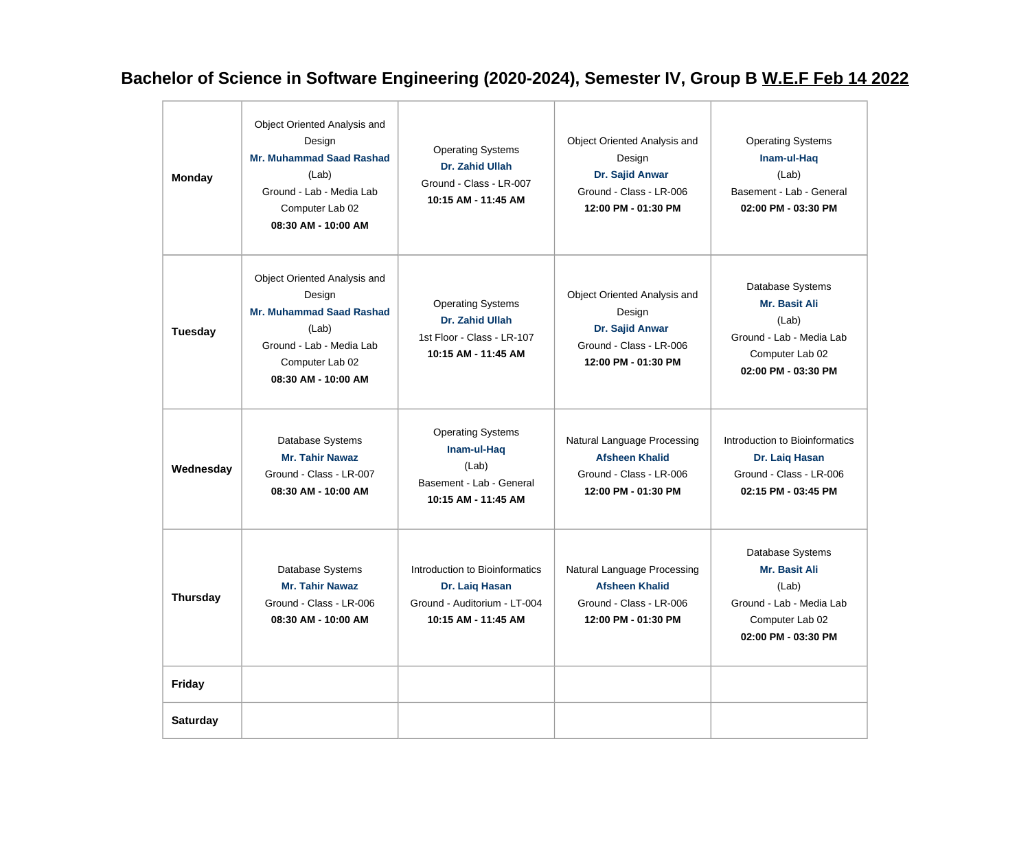# Bachelor of Science in Software Engineering (2020-2024), Semester IV, Group B W.E.F Feb 14 2022

| | | | | |
|---|---|---|---|---|
| **Monday** | Object Oriented Analysis and Design<br>**Mr. Muhammad Saad Rashad**<br>(Lab)<br>Ground - Lab - Media Lab Computer Lab 02<br>**08:30 AM - 10:00 AM** | Operating Systems<br>**Dr. Zahid Ullah**<br>Ground - Class - LR-007<br>**10:15 AM - 11:45 AM** | Object Oriented Analysis and Design<br>**Dr. Sajid Anwar**<br>Ground - Class - LR-006<br>**12:00 PM - 01:30 PM** | Operating Systems<br>**Inam-ul-Haq**<br>(Lab)<br>Basement - Lab - General<br>**02:00 PM - 03:30 PM** |
| **Tuesday** | Object Oriented Analysis and Design<br>**Mr. Muhammad Saad Rashad**<br>(Lab)<br>Ground - Lab - Media Lab Computer Lab 02<br>**08:30 AM - 10:00 AM** | Operating Systems<br>**Dr. Zahid Ullah**<br>1st Floor - Class - LR-107<br>**10:15 AM - 11:45 AM** | Object Oriented Analysis and Design<br>**Dr. Sajid Anwar**<br>Ground - Class - LR-006<br>**12:00 PM - 01:30 PM** | Database Systems<br>**Mr. Basit Ali**<br>(Lab)<br>Ground - Lab - Media Lab Computer Lab 02<br>**02:00 PM - 03:30 PM** |
| **Wednesday** | Database Systems<br>**Mr. Tahir Nawaz**<br>Ground - Class - LR-007<br>**08:30 AM - 10:00 AM** | Operating Systems<br>**Inam-ul-Haq**<br>(Lab)<br>Basement - Lab - General<br>**10:15 AM - 11:45 AM** | Natural Language Processing<br>**Afsheen Khalid**<br>Ground - Class - LR-006<br>**12:00 PM - 01:30 PM** | Introduction to Bioinformatics<br>**Dr. Laiq Hasan**<br>Ground - Class - LR-006<br>**02:15 PM - 03:45 PM** |
| **Thursday** | Database Systems<br>**Mr. Tahir Nawaz**<br>Ground - Class - LR-006<br>**08:30 AM - 10:00 AM** | Introduction to Bioinformatics<br>**Dr. Laiq Hasan**<br>Ground - Auditorium - LT-004<br>**10:15 AM - 11:45 AM** | Natural Language Processing<br>**Afsheen Khalid**<br>Ground - Class - LR-006<br>**12:00 PM - 01:30 PM** | Database Systems<br>**Mr. Basit Ali**<br>(Lab)<br>Ground - Lab - Media Lab Computer Lab 02<br>**02:00 PM - 03:30 PM** |
| **Friday** | | | | |
| **Saturday** | | | | |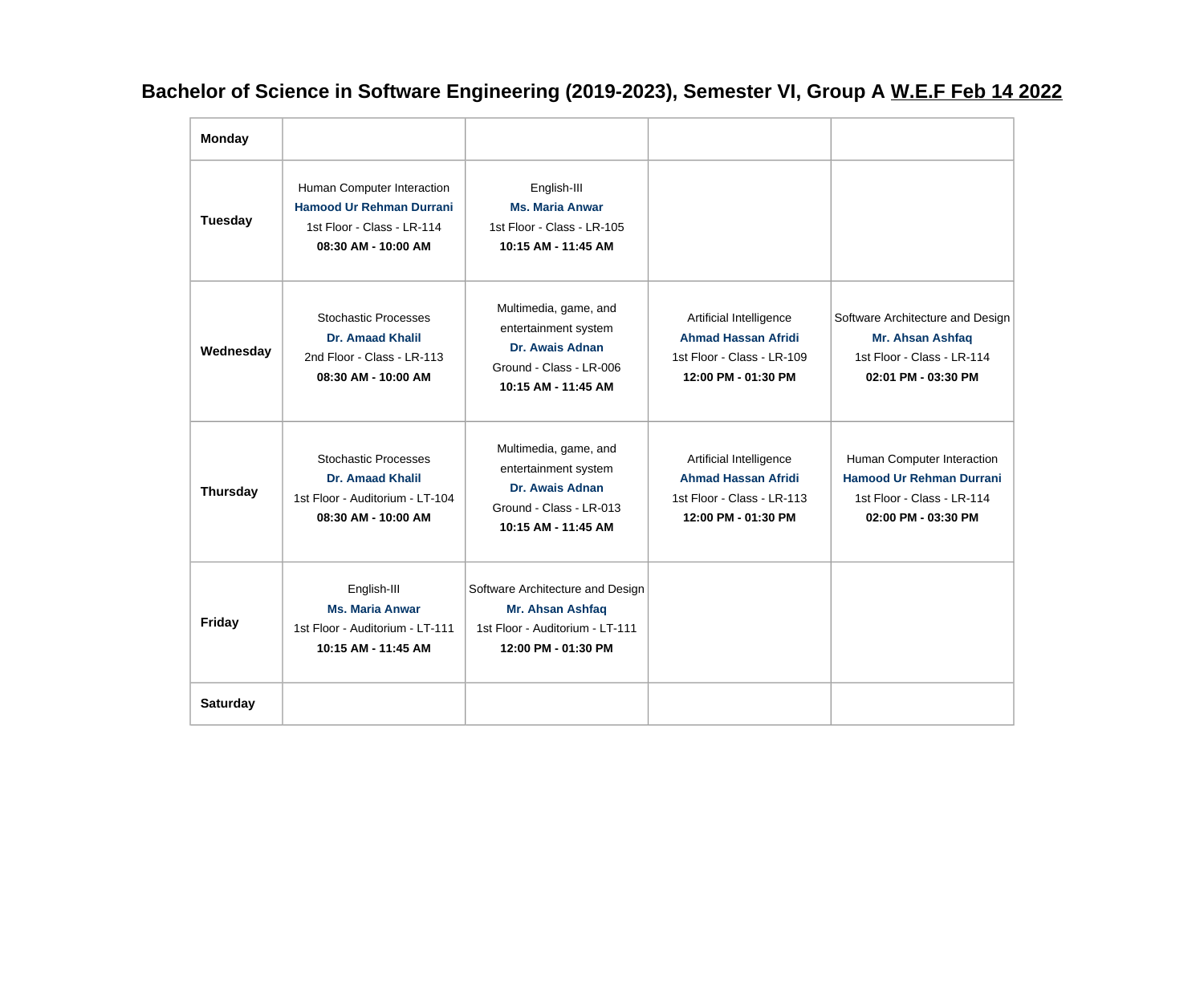# Bachelor of Science in Software Engineering (2019-2023), Semester VI, Group A W.E.F Feb 14 2022

| | | | | |
|---|---|---|---|---|
| **Monday** | | | | |
| **Tuesday** | Human Computer Interaction<br>**Hamood Ur Rehman Durrani**<br>1st Floor - Class - LR-114<br>**08:30 AM - 10:00 AM** | English-III<br>**Ms. Maria Anwar**<br>1st Floor - Class - LR-105<br>**10:15 AM - 11:45 AM** | | |
| **Wednesday** | Stochastic Processes<br>**Dr. Amaad Khalil**<br>2nd Floor - Class - LR-113<br>**08:30 AM - 10:00 AM** | Multimedia, game, and entertainment system<br>**Dr. Awais Adnan**<br>Ground - Class - LR-006<br>**10:15 AM - 11:45 AM** | Artificial Intelligence<br>**Ahmad Hassan Afridi**<br>1st Floor - Class - LR-109<br>**12:00 PM - 01:30 PM** | Software Architecture and Design<br>**Mr. Ahsan Ashfaq**<br>1st Floor - Class - LR-114<br>**02:01 PM - 03:30 PM** |
| **Thursday** | Stochastic Processes<br>**Dr. Amaad Khalil**<br>1st Floor - Auditorium - LT-104<br>**08:30 AM - 10:00 AM** | Multimedia, game, and entertainment system<br>**Dr. Awais Adnan**<br>Ground - Class - LR-013<br>**10:15 AM - 11:45 AM** | Artificial Intelligence<br>**Ahmad Hassan Afridi**<br>1st Floor - Class - LR-113<br>**12:00 PM - 01:30 PM** | Human Computer Interaction<br>**Hamood Ur Rehman Durrani**<br>1st Floor - Class - LR-114<br>**02:00 PM - 03:30 PM** |
| **Friday** | English-III<br>**Ms. Maria Anwar**<br>1st Floor - Auditorium - LT-111<br>**10:15 AM - 11:45 AM** | Software Architecture and Design<br>**Mr. Ahsan Ashfaq**<br>1st Floor - Auditorium - LT-111<br>**12:00 PM - 01:30 PM** | | |
| **Saturday** | | | | |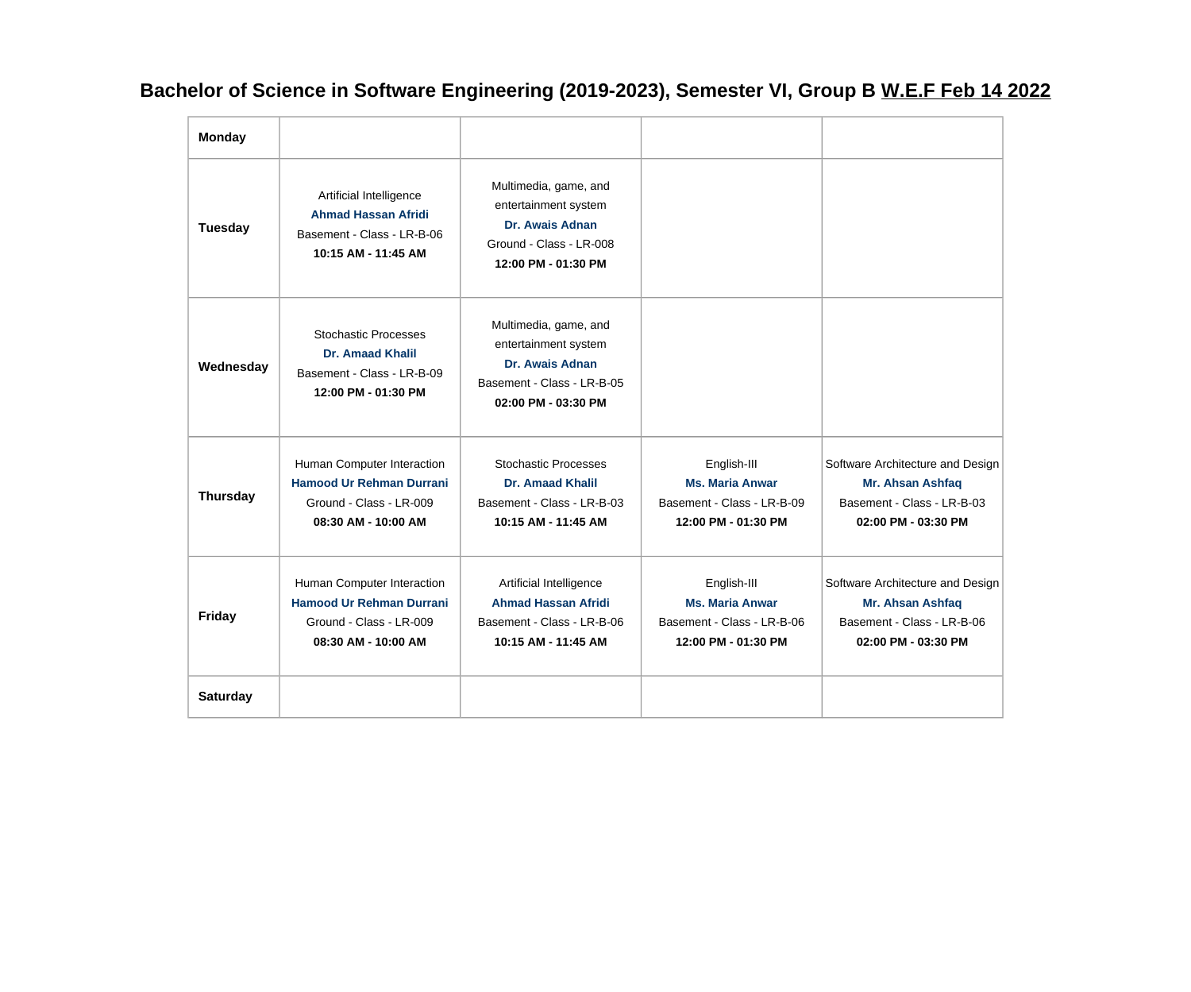# Bachelor of Science in Software Engineering (2019-2023), Semester VI, Group B W.E.F Feb 14 2022

| | | | | |
|---|---|---|---|---|
| **Monday** | | | | |
| **Tuesday** | Artificial Intelligence<br>**Ahmad Hassan Afridi**<br>Basement - Class - LR-B-06<br>**10:15 AM - 11:45 AM** | Multimedia, game, and entertainment system<br>**Dr. Awais Adnan**<br>Ground - Class - LR-008<br>**12:00 PM - 01:30 PM** | | |
| **Wednesday** | Stochastic Processes<br>**Dr. Amaad Khalil**<br>Basement - Class - LR-B-09<br>**12:00 PM - 01:30 PM** | Multimedia, game, and entertainment system<br>**Dr. Awais Adnan**<br>Basement - Class - LR-B-05<br>**02:00 PM - 03:30 PM** | | |
| **Thursday** | Human Computer Interaction<br>**Hamood Ur Rehman Durrani**<br>Ground - Class - LR-009<br>**08:30 AM - 10:00 AM** | Stochastic Processes<br>**Dr. Amaad Khalil**<br>Basement - Class - LR-B-03<br>**10:15 AM - 11:45 AM** | English-III<br>**Ms. Maria Anwar**<br>Basement - Class - LR-B-09<br>**12:00 PM - 01:30 PM** | Software Architecture and Design<br>**Mr. Ahsan Ashfaq**<br>Basement - Class - LR-B-03<br>**02:00 PM - 03:30 PM** |
| **Friday** | Human Computer Interaction<br>**Hamood Ur Rehman Durrani**<br>Ground - Class - LR-009<br>**08:30 AM - 10:00 AM** | Artificial Intelligence<br>**Ahmad Hassan Afridi**<br>Basement - Class - LR-B-06<br>**10:15 AM - 11:45 AM** | English-III<br>**Ms. Maria Anwar**<br>Basement - Class - LR-B-06<br>**12:00 PM - 01:30 PM** | Software Architecture and Design<br>**Mr. Ahsan Ashfaq**<br>Basement - Class - LR-B-06<br>**02:00 PM - 03:30 PM** |
| **Saturday** | | | | |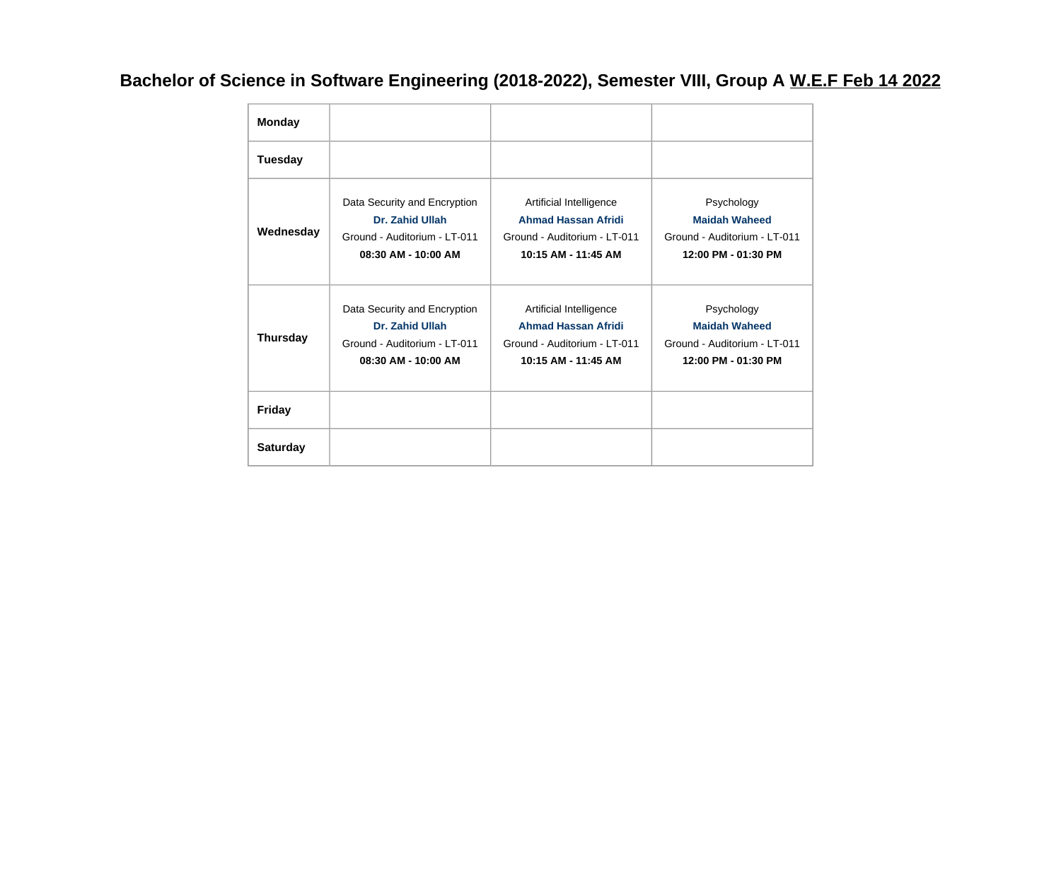## Bachelor of Science in Software Engineering (2018-2022), Semester VIII, Group A W.E.F Feb 14 2022

| | | | |
|---|---|---|---|
| **Monday** | | | |
| **Tuesday** | | | |
| **Wednesday** | Data Security and Encryption<br>**Dr. Zahid Ullah**<br>Ground - Auditorium - LT-011<br>**08:30 AM - 10:00 AM** | Artificial Intelligence<br>**Ahmad Hassan Afridi**<br>Ground - Auditorium - LT-011<br>**10:15 AM - 11:45 AM** | Psychology<br>**Maidah Waheed**<br>Ground - Auditorium - LT-011<br>**12:00 PM - 01:30 PM** |
| **Thursday** | Data Security and Encryption<br>**Dr. Zahid Ullah**<br>Ground - Auditorium - LT-011<br>**08:30 AM - 10:00 AM** | Artificial Intelligence<br>**Ahmad Hassan Afridi**<br>Ground - Auditorium - LT-011<br>**10:15 AM - 11:45 AM** | Psychology<br>**Maidah Waheed**<br>Ground - Auditorium - LT-011<br>**12:00 PM - 01:30 PM** |
| **Friday** | | | |
| **Saturday** | | | |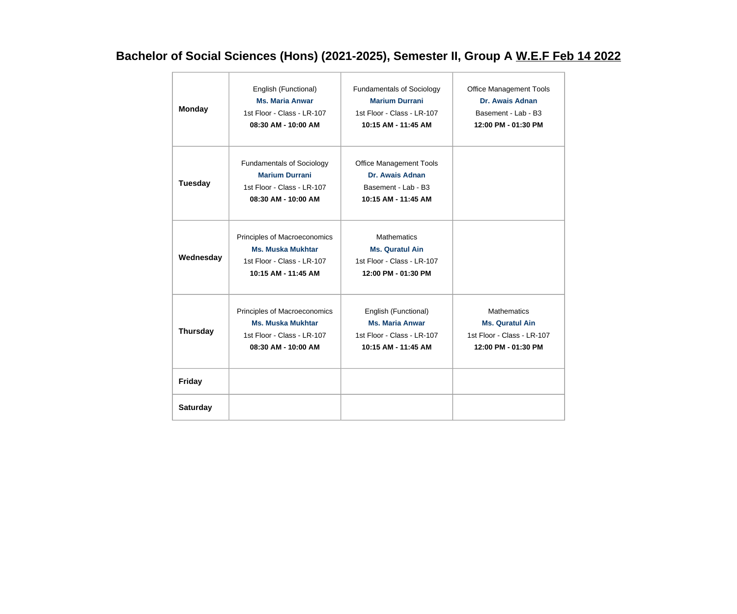## Bachelor of Social Sciences (Hons) (2021-2025), Semester II, Group A W.E.F Feb 14 2022

| | | | |
|---|---|---|---|
| **Monday** | English (Functional)<br>**Ms. Maria Anwar**<br>1st Floor - Class - LR-107<br>**08:30 AM - 10:00 AM** | Fundamentals of Sociology<br>**Marium Durrani**<br>1st Floor - Class - LR-107<br>**10:15 AM - 11:45 AM** | Office Management Tools<br>**Dr. Awais Adnan**<br>Basement - Lab - B3<br>**12:00 PM - 01:30 PM** |
| **Tuesday** | Fundamentals of Sociology<br>**Marium Durrani**<br>1st Floor - Class - LR-107<br>**08:30 AM - 10:00 AM** | Office Management Tools<br>**Dr. Awais Adnan**<br>Basement - Lab - B3<br>**10:15 AM - 11:45 AM** | |
| **Wednesday** | Principles of Macroeconomics<br>**Ms. Muska Mukhtar**<br>1st Floor - Class - LR-107<br>**10:15 AM - 11:45 AM** | Mathematics<br>**Ms. Quratul Ain**<br>1st Floor - Class - LR-107<br>**12:00 PM - 01:30 PM** | |
| **Thursday** | Principles of Macroeconomics<br>**Ms. Muska Mukhtar**<br>1st Floor - Class - LR-107<br>**08:30 AM - 10:00 AM** | English (Functional)<br>**Ms. Maria Anwar**<br>1st Floor - Class - LR-107<br>**10:15 AM - 11:45 AM** | Mathematics<br>**Ms. Quratul Ain**<br>1st Floor - Class - LR-107<br>**12:00 PM - 01:30 PM** |
| **Friday** | | | |
| **Saturday** | | | |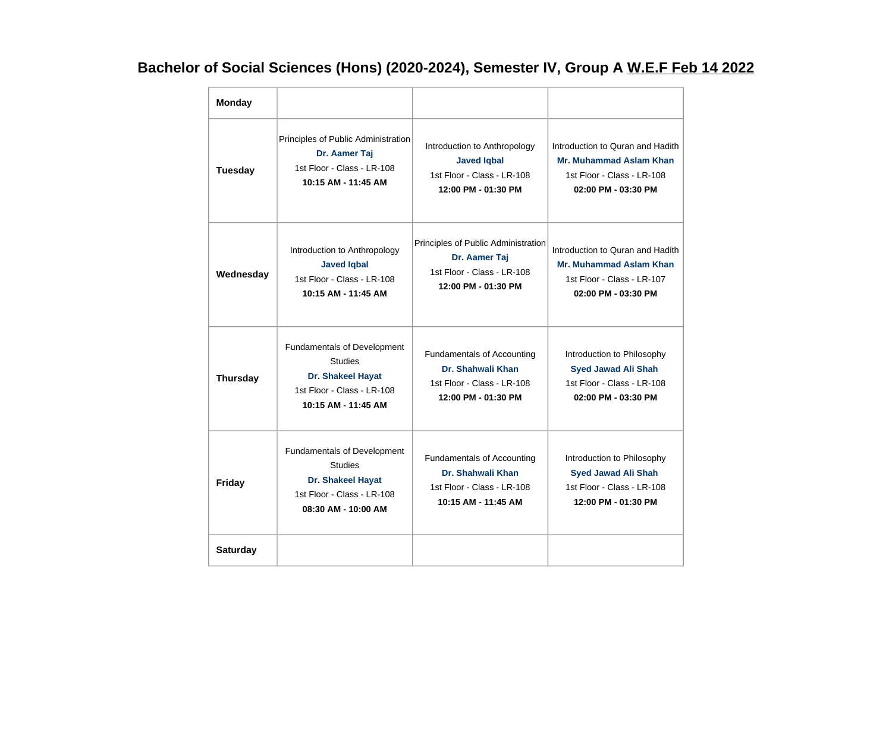## Bachelor of Social Sciences (Hons) (2020-2024), Semester IV, Group A W.E.F Feb 14 2022

| **Monday** | | | |
|---|---|---|---|
| **Tuesday** | Principles of Public Administration<br>**Dr. Aamer Taj**<br>1st Floor - Class - LR-108<br>**10:15 AM - 11:45 AM** | Introduction to Anthropology<br>**Javed Iqbal**<br>1st Floor - Class - LR-108<br>**12:00 PM - 01:30 PM** | Introduction to Quran and Hadith<br>**Mr. Muhammad Aslam Khan**<br>1st Floor - Class - LR-108<br>**02:00 PM - 03:30 PM** |
| **Wednesday** | Introduction to Anthropology<br>**Javed Iqbal**<br>1st Floor - Class - LR-108<br>**10:15 AM - 11:45 AM** | Principles of Public Administration<br>**Dr. Aamer Taj**<br>1st Floor - Class - LR-108<br>**12:00 PM - 01:30 PM** | Introduction to Quran and Hadith<br>**Mr. Muhammad Aslam Khan**<br>1st Floor - Class - LR-107<br>**02:00 PM - 03:30 PM** |
| **Thursday** | Fundamentals of Development Studies<br>**Dr. Shakeel Hayat**<br>1st Floor - Class - LR-108<br>**10:15 AM - 11:45 AM** | Fundamentals of Accounting<br>**Dr. Shahwali Khan**<br>1st Floor - Class - LR-108<br>**12:00 PM - 01:30 PM** | Introduction to Philosophy<br>**Syed Jawad Ali Shah**<br>1st Floor - Class - LR-108<br>**02:00 PM - 03:30 PM** |
| **Friday** | Fundamentals of Development Studies<br>**Dr. Shakeel Hayat**<br>1st Floor - Class - LR-108<br>**08:30 AM - 10:00 AM** | Fundamentals of Accounting<br>**Dr. Shahwali Khan**<br>1st Floor - Class - LR-108<br>**10:15 AM - 11:45 AM** | Introduction to Philosophy<br>**Syed Jawad Ali Shah**<br>1st Floor - Class - LR-108<br>**12:00 PM - 01:30 PM** |
| **Saturday** | | | |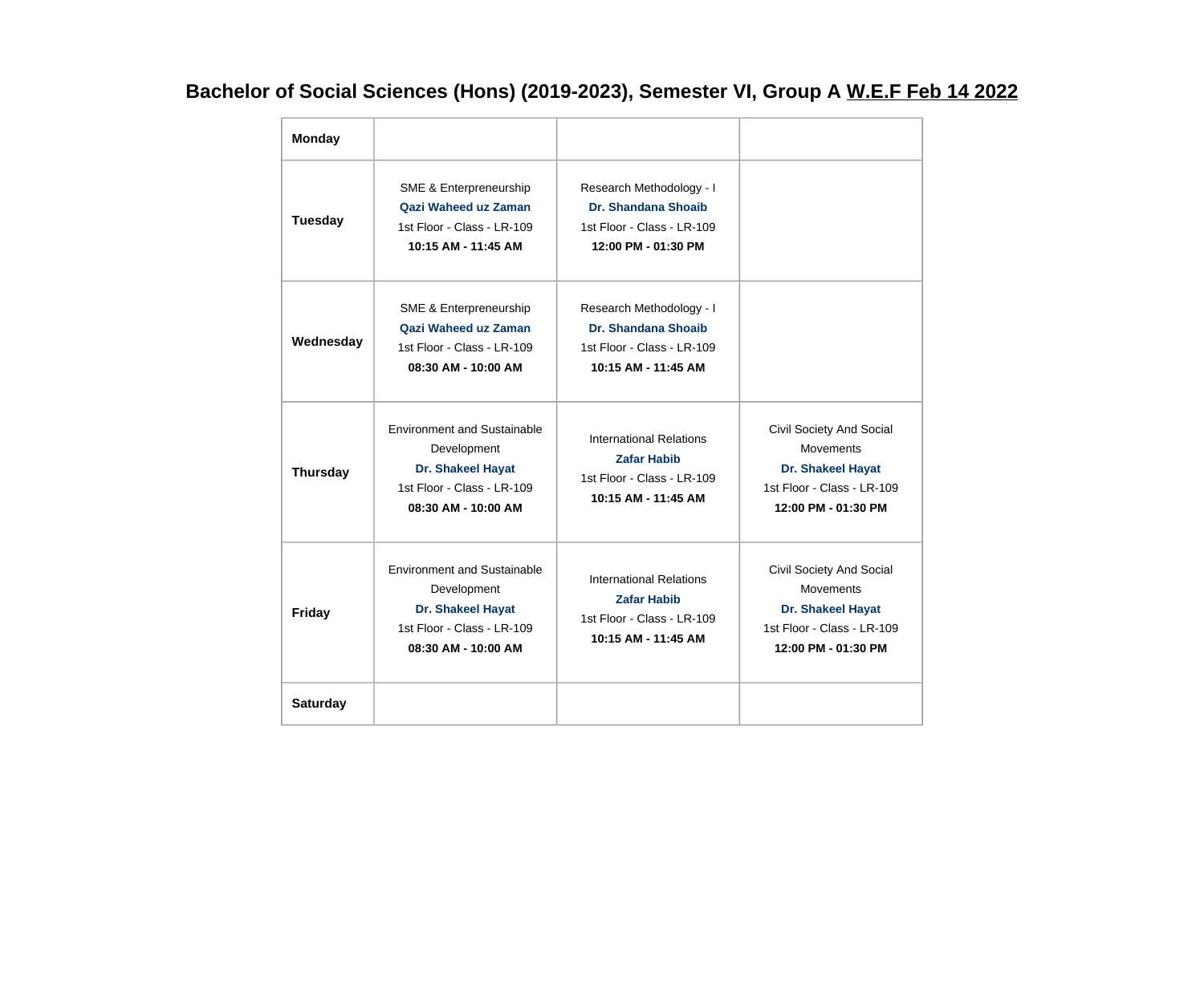# Bachelor of Social Sciences (Hons) (2019-2023), Semester VI, Group A W.E.F Feb 14 2022

| **Monday** | | | |
|---|---|---|---|
| **Tuesday** | SME & Enterpreneurship **Qazi Waheed uz Zaman** 1st Floor - Class - LR-109 **10:15 AM - 11:45 AM** | Research Methodology - I **Dr. Shandana Shoaib** 1st Floor - Class - LR-109 **12:00 PM - 01:30 PM** | |
| **Wednesday** | SME & Enterpreneurship **Qazi Waheed uz Zaman** 1st Floor - Class - LR-109 **08:30 AM - 10:00 AM** | Research Methodology - I **Dr. Shandana Shoaib** 1st Floor - Class - LR-109 **10:15 AM - 11:45 AM** | |
| **Thursday** | Environment and Sustainable Development **Dr. Shakeel Hayat** 1st Floor - Class - LR-109 **08:30 AM - 10:00 AM** | International Relations **Zafar Habib** 1st Floor - Class - LR-109 **10:15 AM - 11:45 AM** | Civil Society And Social Movements **Dr. Shakeel Hayat** 1st Floor - Class - LR-109 **12:00 PM - 01:30 PM** |
| **Friday** | Environment and Sustainable Development **Dr. Shakeel Hayat** 1st Floor - Class - LR-109 **08:30 AM - 10:00 AM** | International Relations **Zafar Habib** 1st Floor - Class - LR-109 **10:15 AM - 11:45 AM** | Civil Society And Social Movements **Dr. Shakeel Hayat** 1st Floor - Class - LR-109 **12:00 PM - 01:30 PM** |
| **Saturday** | | | |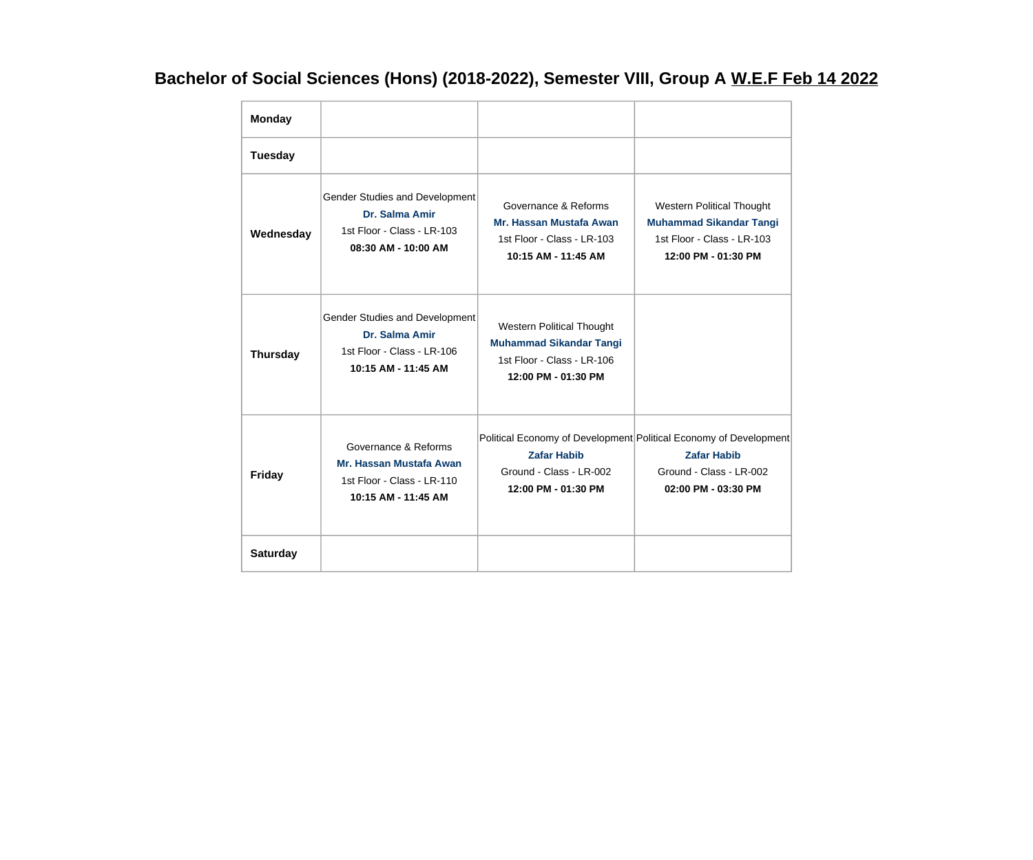# Bachelor of Social Sciences (Hons) (2018-2022), Semester VIII, Group A W.E.F Feb 14 2022

| | | | |
|---|---|---|---|
| **Monday** | | | |
| **Tuesday** | | | |
| **Wednesday** | Gender Studies and Development<br>**Dr. Salma Amir**<br>1st Floor - Class - LR-103<br>**08:30 AM - 10:00 AM** | Governance & Reforms<br>**Mr. Hassan Mustafa Awan**<br>1st Floor - Class - LR-103<br>**10:15 AM - 11:45 AM** | Western Political Thought<br>**Muhammad Sikandar Tangi**<br>1st Floor - Class - LR-103<br>**12:00 PM - 01:30 PM** |
| **Thursday** | Gender Studies and Development<br>**Dr. Salma Amir**<br>1st Floor - Class - LR-106<br>**10:15 AM - 11:45 AM** | Western Political Thought<br>**Muhammad Sikandar Tangi**<br>1st Floor - Class - LR-106<br>**12:00 PM - 01:30 PM** | |
| **Friday** | Governance & Reforms<br>**Mr. Hassan Mustafa Awan**<br>1st Floor - Class - LR-110<br>**10:15 AM - 11:45 AM** | Political Economy of Development<br>**Zafar Habib**<br>Ground - Class - LR-002<br>**12:00 PM - 01:30 PM** | Political Economy of Development<br>**Zafar Habib**<br>Ground - Class - LR-002<br>**02:00 PM - 03:30 PM** |
| **Saturday** | | | |